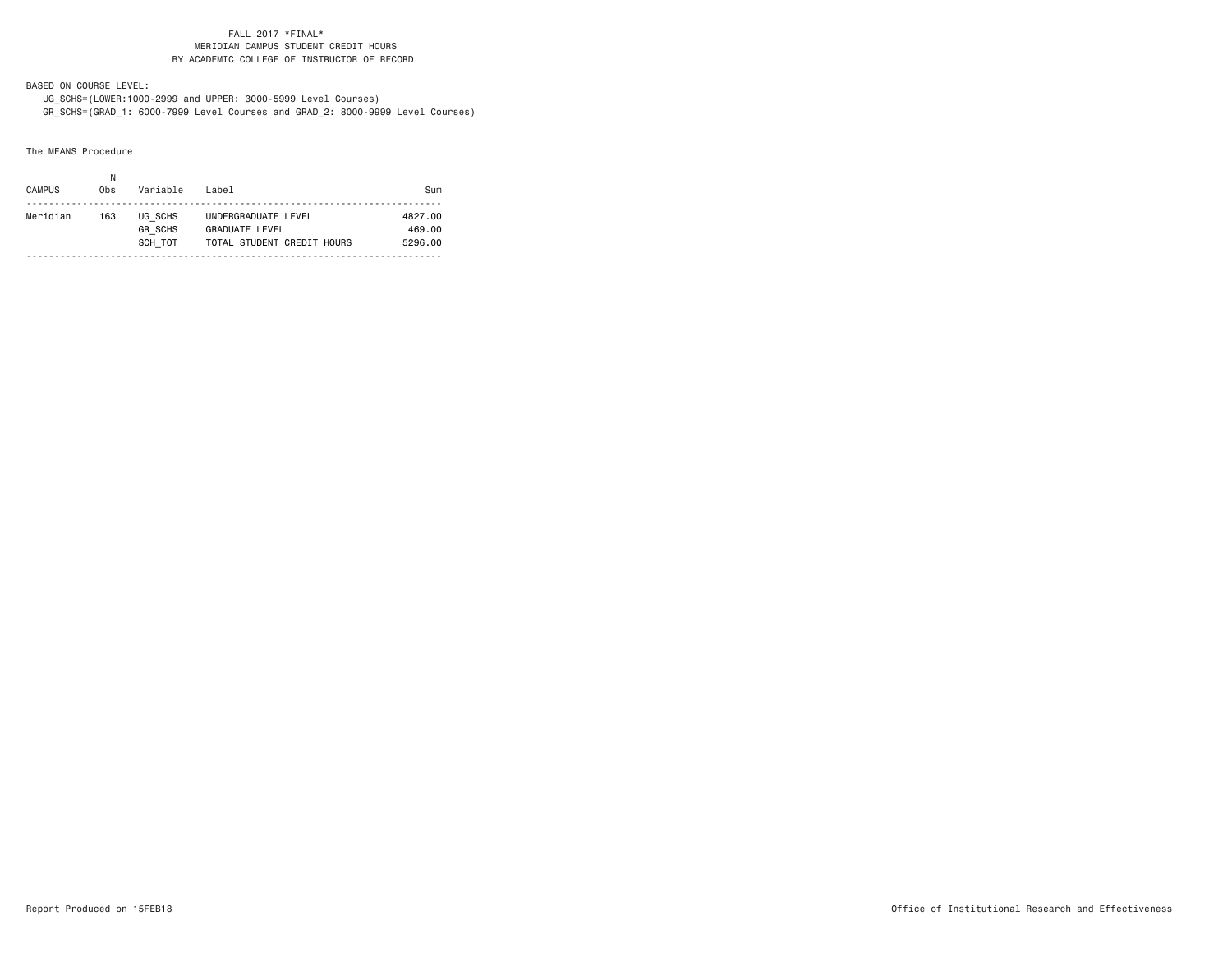FALL 2017 *FINAL*
MERIDIAN CAMPUS STUDENT CREDIT HOURS
BY ACADEMIC COLLEGE OF INSTRUCTOR OF RECORD

BASED ON COURSE LEVEL:
UG_SCHS=(LOWER:1000-2999 and UPPER: 3000-5999 Level Courses)
GR_SCHS=(GRAD_1: 6000-7999 Level Courses and GRAD_2: 8000-9999 Level Courses)

The MEANS Procedure

| CAMPUS | N Obs | Variable | Label | Sum |
|---|---|---|---|---|
| Meridian | 163 | UG_SCHS | UNDERGRADUATE LEVEL | 4827.00 |
| | | GR_SCHS | GRADUATE LEVEL | 469.00 |
| | | SCH_TOT | TOTAL STUDENT CREDIT HOURS | 5296.00 |

Report Produced on 15FEB18

Office of Institutional Research and Effectiveness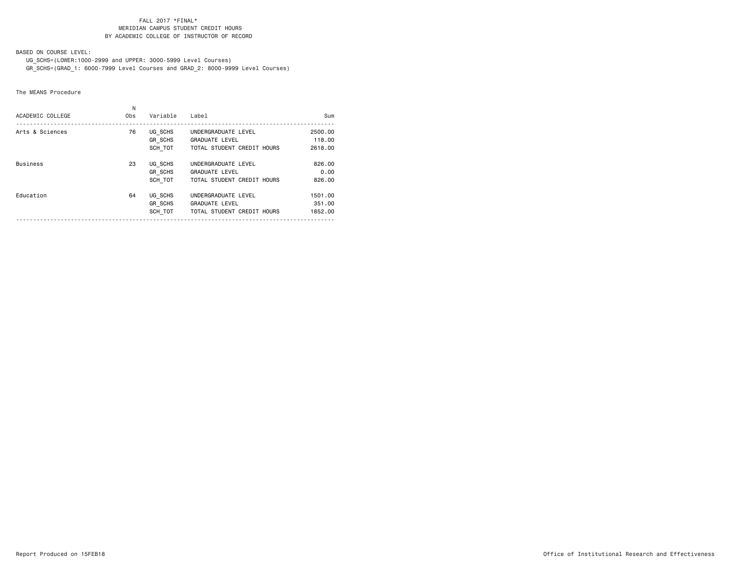FALL 2017 *FINAL*
MERIDIAN CAMPUS STUDENT CREDIT HOURS
BY ACADEMIC COLLEGE OF INSTRUCTOR OF RECORD

BASED ON COURSE LEVEL:
UG_SCHS=(LOWER:1000-2999 and UPPER: 3000-5999 Level Courses)
GR_SCHS=(GRAD_1: 6000-7999 Level Courses and GRAD_2: 8000-9999 Level Courses)

The MEANS Procedure

| ACADEMIC COLLEGE | N Obs | Variable | Label | Sum |
|---|---|---|---|---|
| Arts & Sciences | 76 | UG_SCHS | UNDERGRADUATE LEVEL | 2500.00 |
| | | GR_SCHS | GRADUATE LEVEL | 118.00 |
| | | SCH_TOT | TOTAL STUDENT CREDIT HOURS | 2618.00 |
| Business | 23 | UG_SCHS | UNDERGRADUATE LEVEL | 826.00 |
| | | GR_SCHS | GRADUATE LEVEL | 0.00 |
| | | SCH_TOT | TOTAL STUDENT CREDIT HOURS | 826.00 |
| Education | 64 | UG_SCHS | UNDERGRADUATE LEVEL | 1501.00 |
| | | GR_SCHS | GRADUATE LEVEL | 351.00 |
| | | SCH_TOT | TOTAL STUDENT CREDIT HOURS | 1852.00 |

Report Produced on 15FEB18

Office of Institutional Research and Effectiveness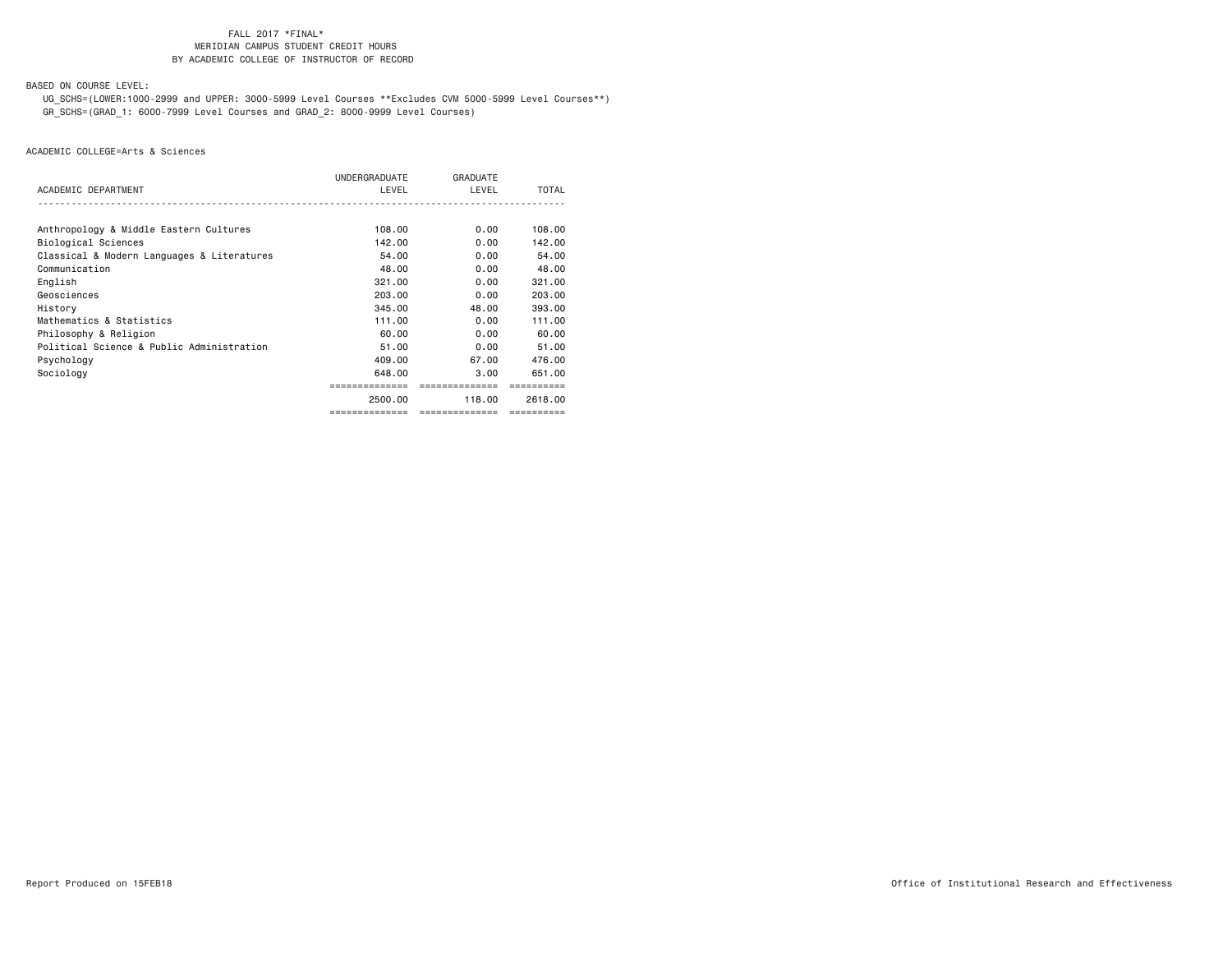FALL 2017 *FINAL*
MERIDIAN CAMPUS STUDENT CREDIT HOURS
BY ACADEMIC COLLEGE OF INSTRUCTOR OF RECORD

BASED ON COURSE LEVEL:
UG_SCHS=(LOWER:1000-2999 and UPPER: 3000-5999 Level Courses **Excludes CVM 5000-5999 Level Courses**)
GR_SCHS=(GRAD_1: 6000-7999 Level Courses and GRAD_2: 8000-9999 Level Courses)

ACADEMIC COLLEGE=Arts & Sciences

| ACADEMIC DEPARTMENT | UNDERGRADUATE LEVEL | GRADUATE LEVEL | TOTAL |
|---|---|---|---|
| Anthropology & Middle Eastern Cultures | 108.00 | 0.00 | 108.00 |
| Biological Sciences | 142.00 | 0.00 | 142.00 |
| Classical & Modern Languages & Literatures | 54.00 | 0.00 | 54.00 |
| Communication | 48.00 | 0.00 | 48.00 |
| English | 321.00 | 0.00 | 321.00 |
| Geosciences | 203.00 | 0.00 | 203.00 |
| History | 345.00 | 48.00 | 393.00 |
| Mathematics & Statistics | 111.00 | 0.00 | 111.00 |
| Philosophy & Religion | 60.00 | 0.00 | 60.00 |
| Political Science & Public Administration | 51.00 | 0.00 | 51.00 |
| Psychology | 409.00 | 67.00 | 476.00 |
| Sociology | 648.00 | 3.00 | 651.00 |
| | 2500.00 | 118.00 | 2618.00 |

Report Produced on 15FEB18

Office of Institutional Research and Effectiveness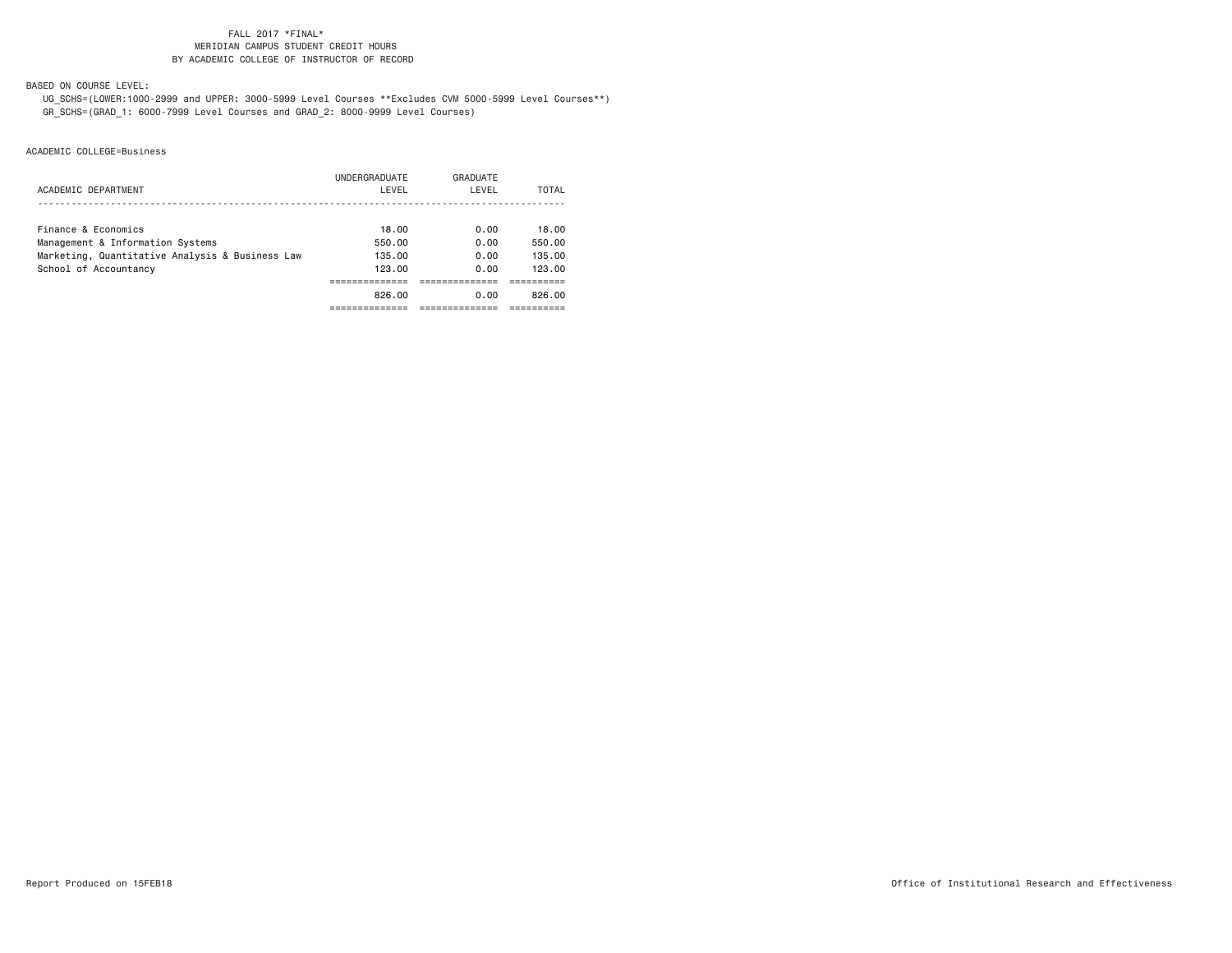FALL 2017 *FINAL*
MERIDIAN CAMPUS STUDENT CREDIT HOURS
BY ACADEMIC COLLEGE OF INSTRUCTOR OF RECORD

BASED ON COURSE LEVEL:

UG_SCHS=(LOWER:1000-2999 and UPPER: 3000-5999 Level Courses **Excludes CVM 5000-5999 Level Courses**)
GR_SCHS=(GRAD_1: 6000-7999 Level Courses and GRAD_2: 8000-9999 Level Courses)

ACADEMIC COLLEGE=Business

| ACADEMIC DEPARTMENT | UNDERGRADUATE LEVEL | GRADUATE LEVEL | TOTAL |
|---|---|---|---|
| Finance & Economics | 18.00 | 0.00 | 18.00 |
| Management & Information Systems | 550.00 | 0.00 | 550.00 |
| Marketing, Quantitative Analysis & Business Law | 135.00 | 0.00 | 135.00 |
| School of Accountancy | 123.00 | 0.00 | 123.00 |
| | 826.00 | 0.00 | 826.00 |

Report Produced on 15FEB18

Office of Institutional Research and Effectiveness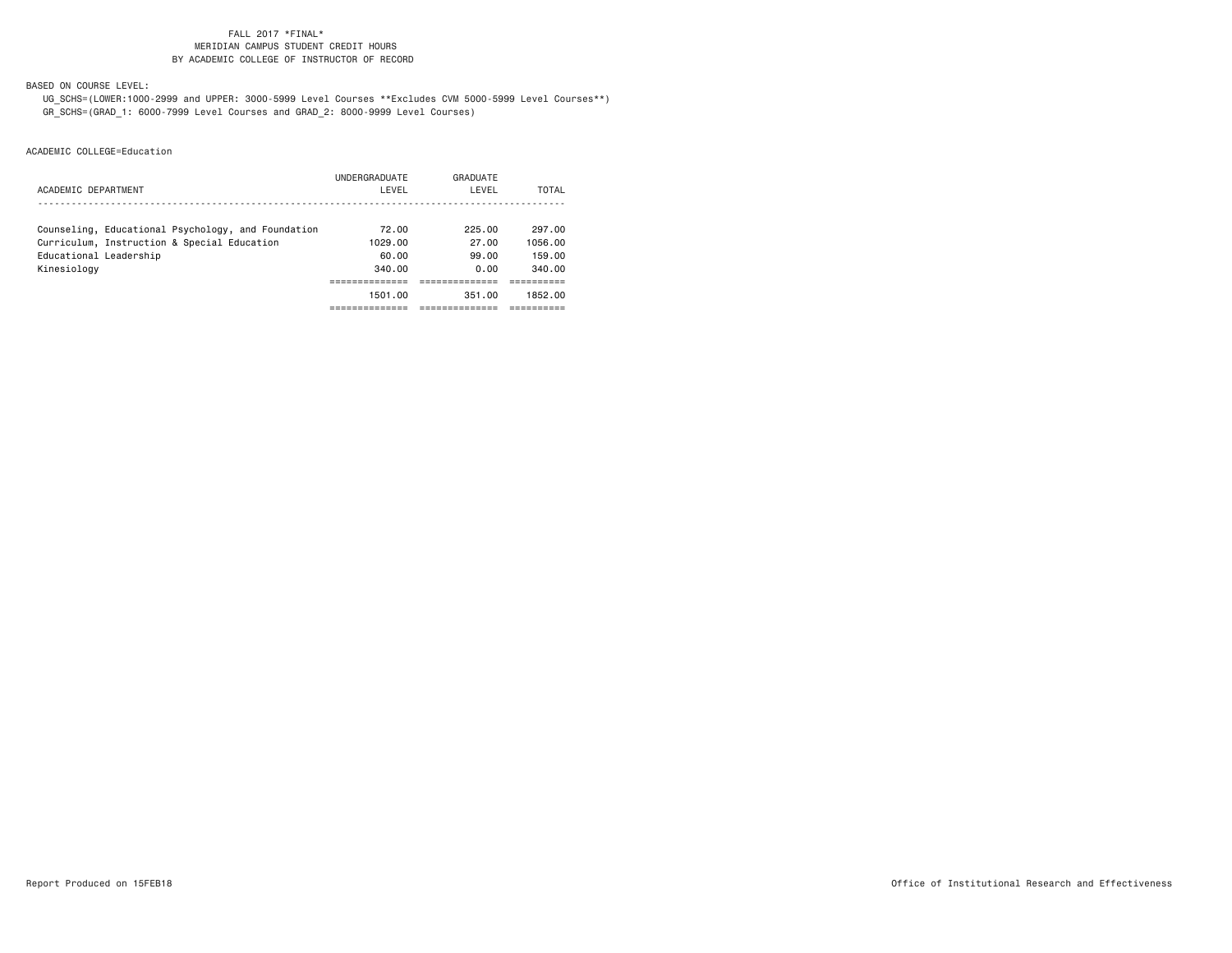FALL 2017 *FINAL*
MERIDIAN CAMPUS STUDENT CREDIT HOURS
BY ACADEMIC COLLEGE OF INSTRUCTOR OF RECORD

BASED ON COURSE LEVEL:
UG_SCHS=(LOWER:1000-2999 and UPPER: 3000-5999 Level Courses **Excludes CVM 5000-5999 Level Courses**)
GR_SCHS=(GRAD_1: 6000-7999 Level Courses and GRAD_2: 8000-9999 Level Courses)

ACADEMIC COLLEGE=Education

| ACADEMIC DEPARTMENT | UNDERGRADUATE LEVEL | GRADUATE LEVEL | TOTAL |
|---|---|---|---|
| Counseling, Educational Psychology, and Foundation | 72.00 | 225.00 | 297.00 |
| Curriculum, Instruction & Special Education | 1029.00 | 27.00 | 1056.00 |
| Educational Leadership | 60.00 | 99.00 | 159.00 |
| Kinesiology | 340.00 | 0.00 | 340.00 |
| | 1501.00 | 351.00 | 1852.00 |

Report Produced on 15FEB18

Office of Institutional Research and Effectiveness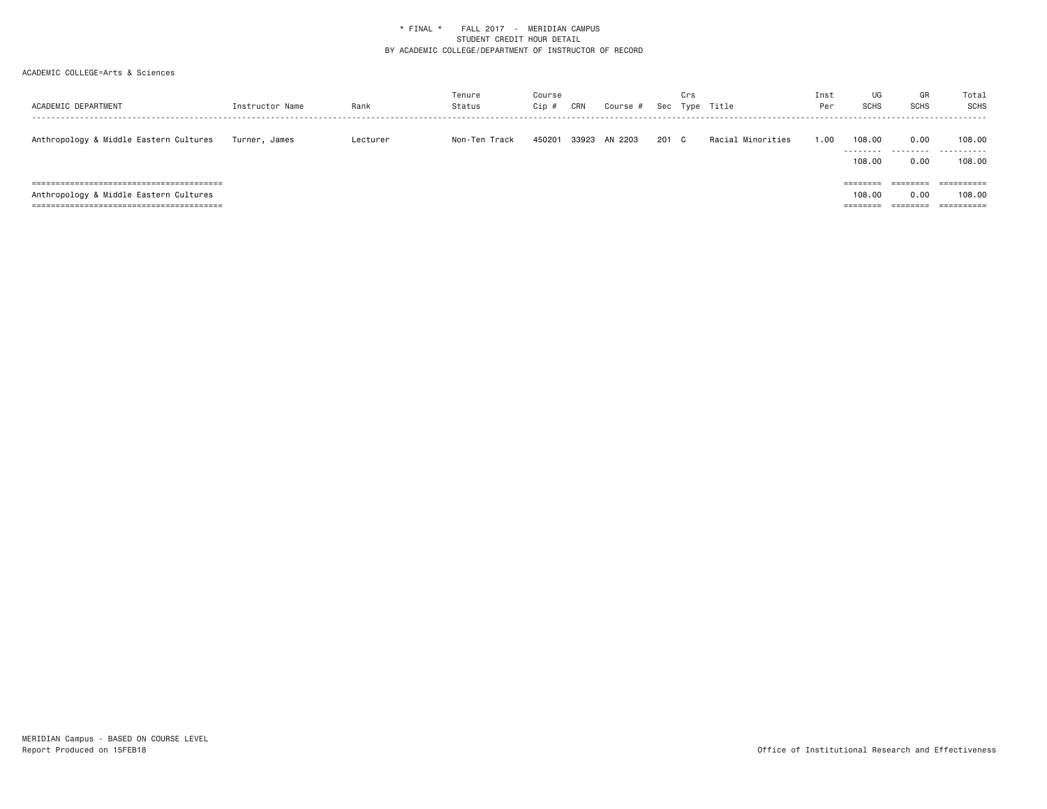\* FINAL \* FALL 2017 - MERIDIAN CAMPUS
STUDENT CREDIT HOUR DETAIL
BY ACADEMIC COLLEGE/DEPARTMENT OF INSTRUCTOR OF RECORD

ACADEMIC COLLEGE=Arts & Sciences

| ACADEMIC DEPARTMENT | Instructor Name | Rank | Tenure Status | Course Cip # | CRN | Course # | Sec | Crs Type | Title | Inst Per | UG SCHS | GR SCHS | Total SCHS |
|---|---|---|---|---|---|---|---|---|---|---|---|---|---|
| Anthropology & Middle Eastern Cultures | Turner, James | Lecturer | Non-Ten Track | 450201 | 33923 | AN 2203 | 201 | C | Racial Minorities | 1.00 | 108.00 | 0.00 | 108.00 |
| | | | | | | | | | | | 108.00 | 0.00 | 108.00 |
| Anthropology & Middle Eastern Cultures | | | | | | | | | | | 108.00 | 0.00 | 108.00 |

MERIDIAN Campus - BASED ON COURSE LEVEL
Report Produced on 15FEB18

Office of Institutional Research and Effectiveness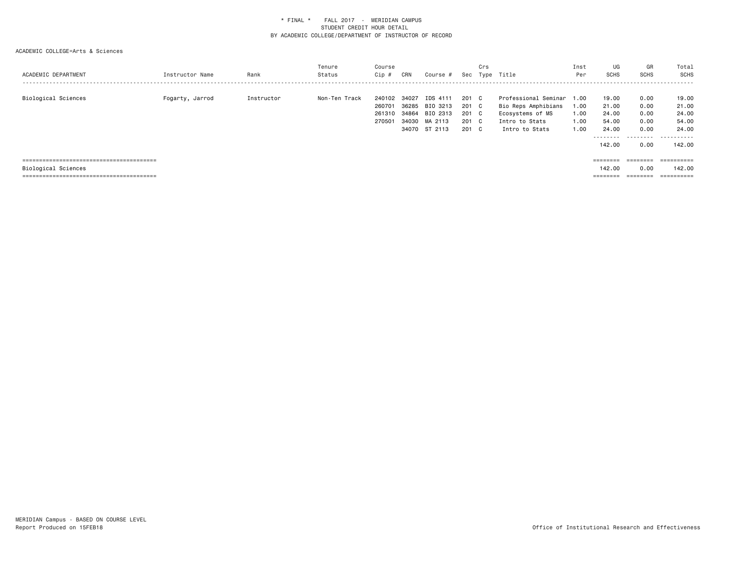\* FINAL \* FALL 2017 - MERIDIAN CAMPUS
STUDENT CREDIT HOUR DETAIL
BY ACADEMIC COLLEGE/DEPARTMENT OF INSTRUCTOR OF RECORD

ACADEMIC COLLEGE=Arts & Sciences

| ACADEMIC DEPARTMENT | Instructor Name | Rank | Tenure Status | Course Cip # | CRN | Course # | Sec | Crs Type | Title | Inst Per | UG SCHS | GR SCHS | Total SCHS |
|---|---|---|---|---|---|---|---|---|---|---|---|---|---|
| Biological Sciences | Fogarty, Jarrod | Instructor | Non-Ten Track | 240102 | 34027 | IDS 4111 | 201 | C | Professional Seminar | 1.00 | 19.00 | 0.00 | 19.00 |
| | | | | 260701 | 36285 | BIO 3213 | 201 | C | Bio Reps Amphibians | 1.00 | 21.00 | 0.00 | 21.00 |
| | | | | 261310 | 34864 | BIO 2313 | 201 | C | Ecosystems of MS | 1.00 | 24.00 | 0.00 | 24.00 |
| | | | | 270501 | 34030 | MA 2113 | 201 | C | Intro to Stats | 1.00 | 54.00 | 0.00 | 54.00 |
| | | | | | 34070 | ST 2113 | 201 | C | Intro to Stats | 1.00 | 24.00 | 0.00 | 24.00 |
| | | | | | | | | | | | 142.00 | 0.00 | 142.00 |
| Biological Sciences | | | | | | | | | | | 142.00 | 0.00 | 142.00 |

MERIDIAN Campus - BASED ON COURSE LEVEL
Report Produced on 15FEB18

Office of Institutional Research and Effectiveness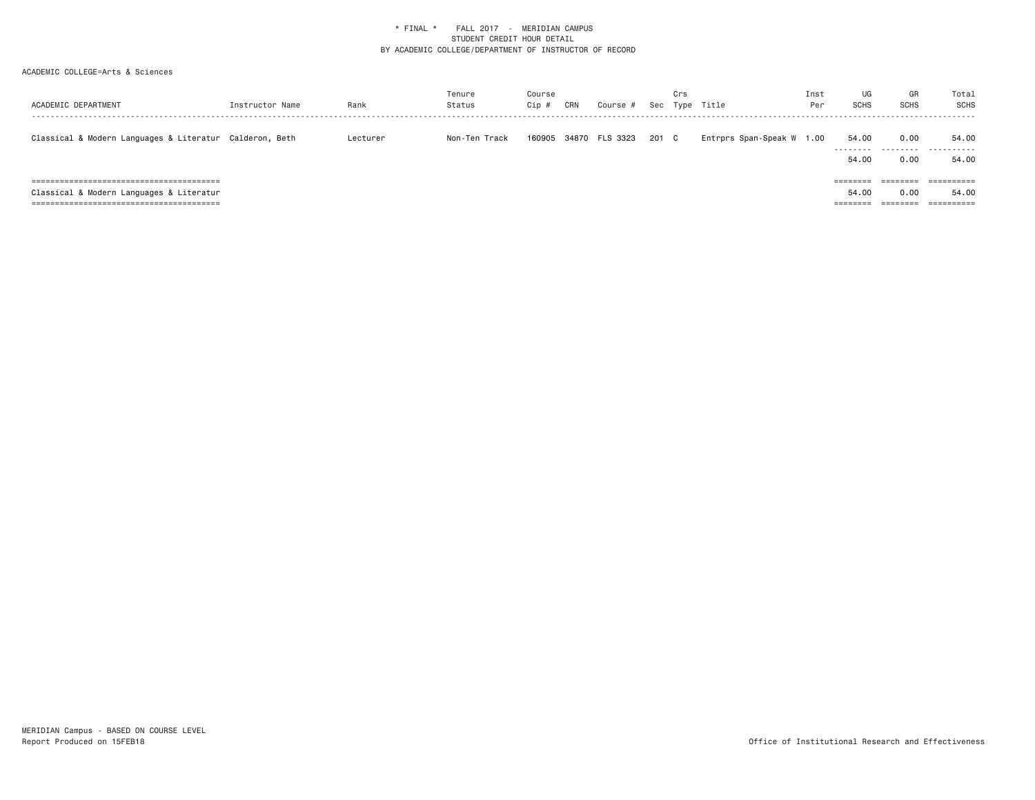\* FINAL \* FALL 2017 - MERIDIAN CAMPUS
STUDENT CREDIT HOUR DETAIL
BY ACADEMIC COLLEGE/DEPARTMENT OF INSTRUCTOR OF RECORD

ACADEMIC COLLEGE=Arts & Sciences

| ACADEMIC DEPARTMENT | Instructor Name | Rank | Tenure Status | Course Cip # | CRN | Course # | Sec | Crs Type | Title | Inst Per | UG SCHS | GR SCHS | Total SCHS |
|---|---|---|---|---|---|---|---|---|---|---|---|---|---|
| Classical & Modern Languages & Literatur | Calderon, Beth | Lecturer | Non-Ten Track | 160905 | 34870 | FLS 3323 | 201 | C | Entrprs Span-Speak W | 1.00 | 54.00 | 0.00 | 54.00 |
| | | | | | | | | | | | 54.00 | 0.00 | 54.00 |
| Classical & Modern Languages & Literatur | | | | | | | | | | | 54.00 | 0.00 | 54.00 |

MERIDIAN Campus - BASED ON COURSE LEVEL
Report Produced on 15FEB18

Office of Institutional Research and Effectiveness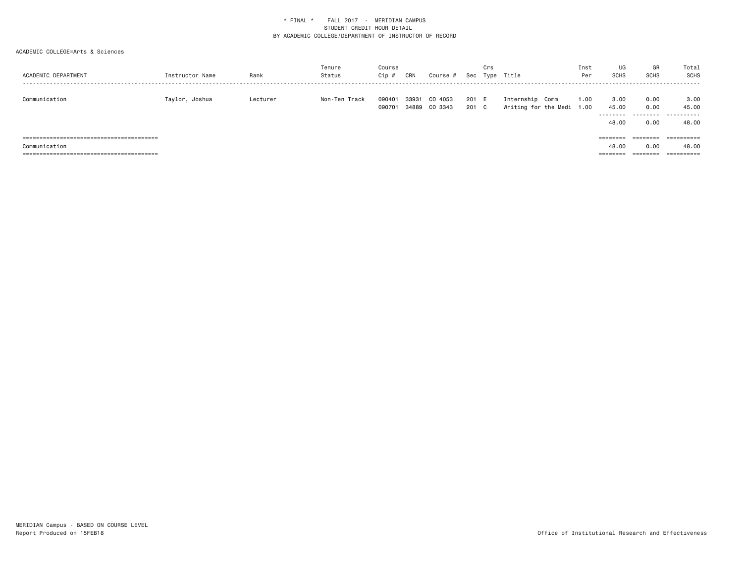\* FINAL \*    FALL 2017  -  MERIDIAN CAMPUS
STUDENT CREDIT HOUR DETAIL
BY ACADEMIC COLLEGE/DEPARTMENT OF INSTRUCTOR OF RECORD

ACADEMIC COLLEGE=Arts & Sciences

| ACADEMIC DEPARTMENT | Instructor Name | Rank | Tenure Status | Course Cip # | CRN | Course # | Sec | Crs Type | Title | Inst Per | UG SCHS | GR SCHS | Total SCHS |
|---|---|---|---|---|---|---|---|---|---|---|---|---|---|
| Communication | Taylor, Joshua | Lecturer | Non-Ten Track | 090401 | 33931 | CO 4053 | 201 | E | Internship  Comm | 1.00 | 3.00 | 0.00 | 3.00 |
| | | | | 090701 | 34889 | CO 3343 | 201 | C | Writing for the Medi | 1.00 | 45.00 | 0.00 | 45.00 |
| | | | | | | | | | | | 48.00 | 0.00 | 48.00 |
| Communication | | | | | | | | | | | 48.00 | 0.00 | 48.00 |

MERIDIAN Campus - BASED ON COURSE LEVEL
Report Produced on 15FEB18

Office of Institutional Research and Effectiveness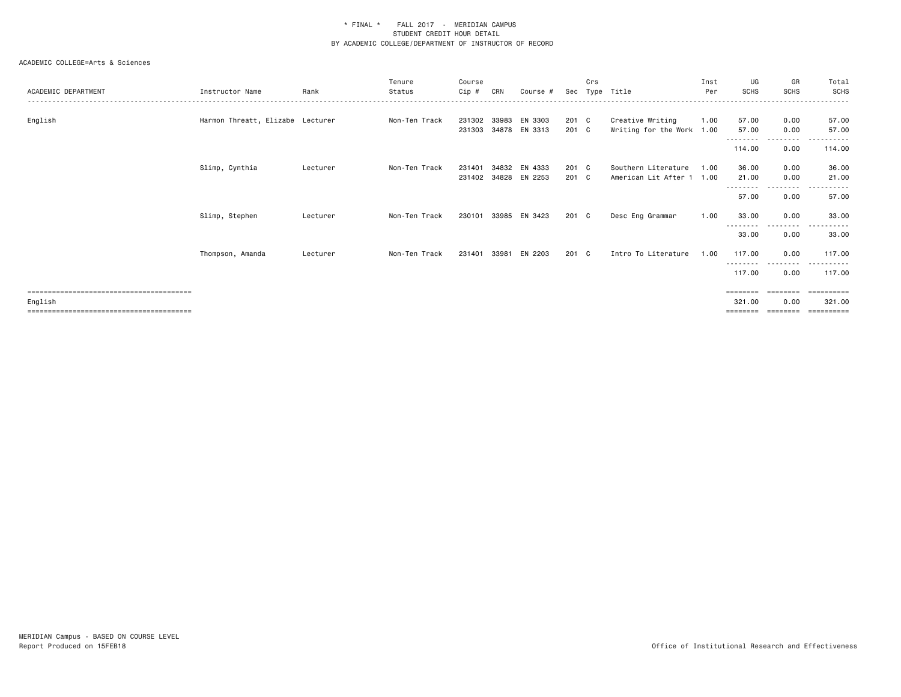* FINAL * FALL 2017 - MERIDIAN CAMPUS
STUDENT CREDIT HOUR DETAIL
BY ACADEMIC COLLEGE/DEPARTMENT OF INSTRUCTOR OF RECORD

ACADEMIC COLLEGE=Arts & Sciences

| ACADEMIC DEPARTMENT | Instructor Name | Rank | Tenure Status | Course Cip # | CRN | Course # | Sec | Crs Type | Title | Inst Per | UG SCHS | GR SCHS | Total SCHS |
|---|---|---|---|---|---|---|---|---|---|---|---|---|---|
| English | Harmon Threatt, Elizabe | Lecturer | Non-Ten Track | 231302 | 33983 | EN 3303 | 201 | C | Creative Writing | 1.00 | 57.00 | 0.00 | 57.00 |
| | | | | 231303 | 34878 | EN 3313 | 201 | C | Writing for the Work | 1.00 | 57.00 | 0.00 | 57.00 |
| | | | | | | | | | | | 114.00 | 0.00 | 114.00 |
| | Slimp, Cynthia | Lecturer | Non-Ten Track | 231401 | 34832 | EN 4333 | 201 | C | Southern Literature | 1.00 | 36.00 | 0.00 | 36.00 |
| | | | | 231402 | 34828 | EN 2253 | 201 | C | American Lit After 1 | 1.00 | 21.00 | 0.00 | 21.00 |
| | | | | | | | | | | | 57.00 | 0.00 | 57.00 |
| | Slimp, Stephen | Lecturer | Non-Ten Track | 230101 | 33985 | EN 3423 | 201 | C | Desc Eng Grammar | 1.00 | 33.00 | 0.00 | 33.00 |
| | | | | | | | | | | | 33.00 | 0.00 | 33.00 |
| | Thompson, Amanda | Lecturer | Non-Ten Track | 231401 | 33981 | EN 2203 | 201 | C | Intro To Literature | 1.00 | 117.00 | 0.00 | 117.00 |
| | | | | | | | | | | | 117.00 | 0.00 | 117.00 |
| English | | | | | | | | | | | 321.00 | 0.00 | 321.00 |

MERIDIAN Campus - BASED ON COURSE LEVEL
Report Produced on 15FEB18

Office of Institutional Research and Effectiveness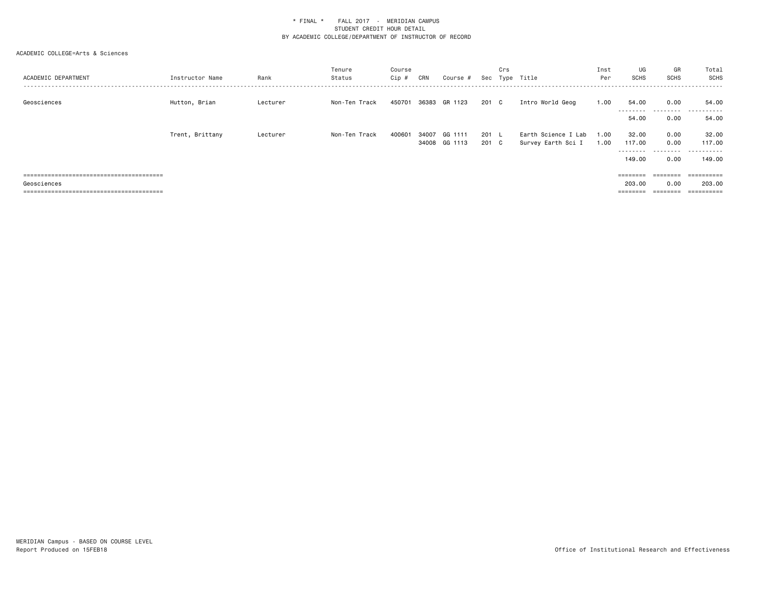\* FINAL \* FALL 2017 - MERIDIAN CAMPUS
STUDENT CREDIT HOUR DETAIL
BY ACADEMIC COLLEGE/DEPARTMENT OF INSTRUCTOR OF RECORD

ACADEMIC COLLEGE=Arts & Sciences

| ACADEMIC DEPARTMENT | Instructor Name | Rank | Tenure Status | Course Cip # | CRN | Course # | Sec | Crs Type | Title | Inst Per | UG SCHS | GR SCHS | Total SCHS |
|---|---|---|---|---|---|---|---|---|---|---|---|---|---|
| Geosciences | Hutton, Brian | Lecturer | Non-Ten Track | 450701 | 36383 | GR 1123 | 201 | C | Intro World Geog | 1.00 | 54.00 | 0.00 | 54.00 |
| | | | | | | | | | | | 54.00 | 0.00 | 54.00 |
| | Trent, Brittany | Lecturer | Non-Ten Track | 400601 | 34007 | GG 1111 | 201 | L | Earth Science I Lab | 1.00 | 32.00 | 0.00 | 32.00 |
| | | | | | 34008 | GG 1113 | 201 | C | Survey Earth Sci I | 1.00 | 117.00 | 0.00 | 117.00 |
| | | | | | | | | | | | 149.00 | 0.00 | 149.00 |
| Geosciences | | | | | | | | | | | 203.00 | 0.00 | 203.00 |

MERIDIAN Campus - BASED ON COURSE LEVEL
Report Produced on 15FEB18

Office of Institutional Research and Effectiveness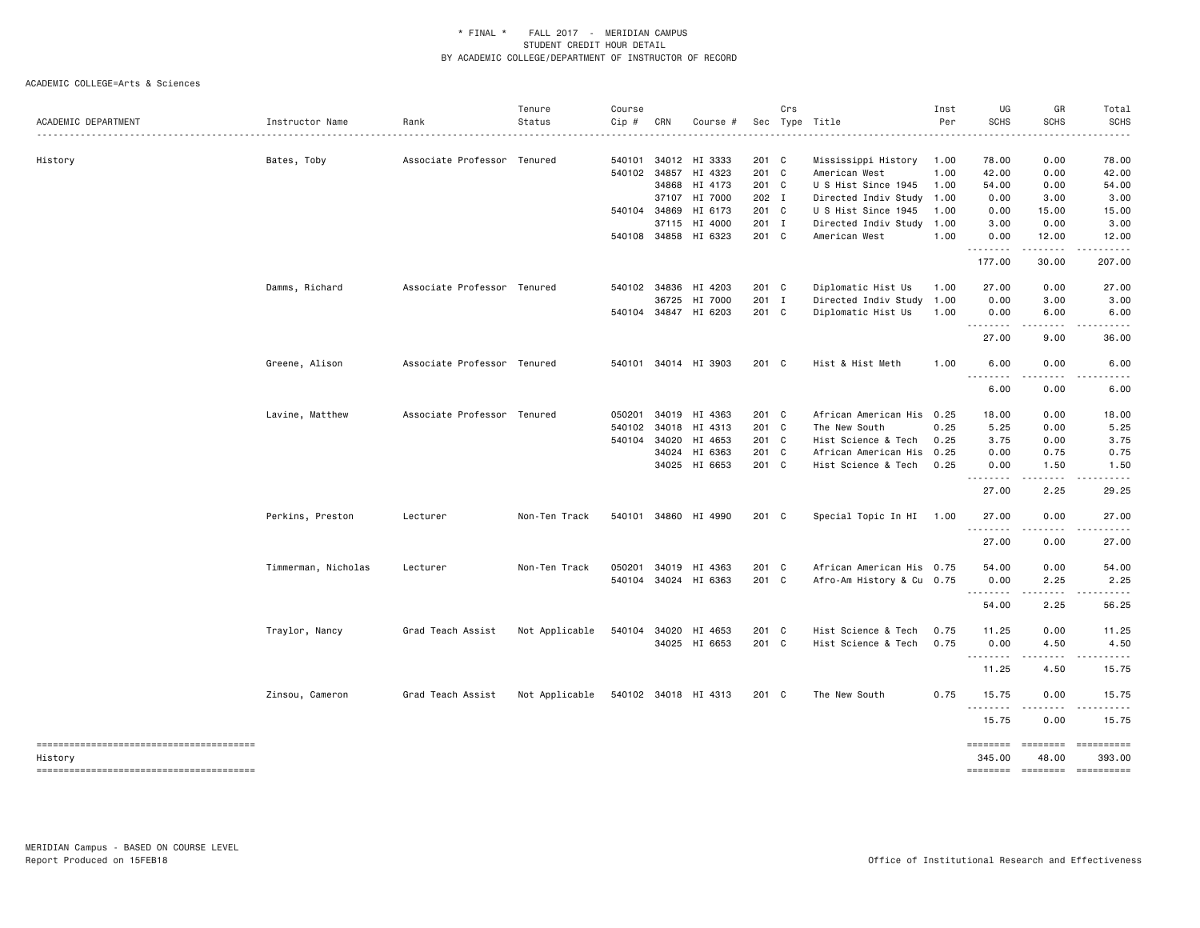\* FINAL \* FALL 2017 - MERIDIAN CAMPUS
STUDENT CREDIT HOUR DETAIL
BY ACADEMIC COLLEGE/DEPARTMENT OF INSTRUCTOR OF RECORD

ACADEMIC COLLEGE=Arts & Sciences

| ACADEMIC DEPARTMENT | Instructor Name | Rank | Tenure Status | Course Cip # | CRN | Course # | Sec | Crs Type | Title | Inst Per | UG SCHS | GR SCHS | Total SCHS |
|---|---|---|---|---|---|---|---|---|---|---|---|---|---|
| History | Bates, Toby | Associate Professor | Tenured | 540101 | 34012 | HI 3333 | 201 | C | Mississippi History | 1.00 | 78.00 | 0.00 | 78.00 |
| | | | | 540102 | 34857 | HI 4323 | 201 | C | American West | 1.00 | 42.00 | 0.00 | 42.00 |
| | | | | | 34868 | HI 4173 | 201 | C | U S Hist Since 1945 | 1.00 | 54.00 | 0.00 | 54.00 |
| | | | | | 37107 | HI 7000 | 202 | I | Directed Indiv Study | 1.00 | 0.00 | 3.00 | 3.00 |
| | | | | 540104 | 34869 | HI 6173 | 201 | C | U S Hist Since 1945 | 1.00 | 0.00 | 15.00 | 15.00 |
| | | | | | 37115 | HI 4000 | 201 | I | Directed Indiv Study | 1.00 | 3.00 | 0.00 | 3.00 |
| | | | | 540108 | 34858 | HI 6323 | 201 | C | American West | 1.00 | 0.00 | 12.00 | 12.00 |
| | | | | | | | | | | | 177.00 | 30.00 | 207.00 |
| | Damms, Richard | Associate Professor | Tenured | 540102 | 34836 | HI 4203 | 201 | C | Diplomatic Hist Us | 1.00 | 27.00 | 0.00 | 27.00 |
| | | | | | 36725 | HI 7000 | 201 | I | Directed Indiv Study | 1.00 | 0.00 | 3.00 | 3.00 |
| | | | | 540104 | 34847 | HI 6203 | 201 | C | Diplomatic Hist Us | 1.00 | 0.00 | 6.00 | 6.00 |
| | | | | | | | | | | | 27.00 | 9.00 | 36.00 |
| | Greene, Alison | Associate Professor | Tenured | 540101 | 34014 | HI 3903 | 201 | C | Hist & Hist Meth | 1.00 | 6.00 | 0.00 | 6.00 |
| | | | | | | | | | | | 6.00 | 0.00 | 6.00 |
| | Lavine, Matthew | Associate Professor | Tenured | 050201 | 34019 | HI 4363 | 201 | C | African American His | 0.25 | 18.00 | 0.00 | 18.00 |
| | | | | 540102 | 34018 | HI 4313 | 201 | C | The New South | 0.25 | 5.25 | 0.00 | 5.25 |
| | | | | 540104 | 34020 | HI 4653 | 201 | C | Hist Science & Tech | 0.25 | 3.75 | 0.00 | 3.75 |
| | | | | | 34024 | HI 6363 | 201 | C | African American His | 0.25 | 0.00 | 0.75 | 0.75 |
| | | | | | 34025 | HI 6653 | 201 | C | Hist Science & Tech | 0.25 | 0.00 | 1.50 | 1.50 |
| | | | | | | | | | | | 27.00 | 2.25 | 29.25 |
| | Perkins, Preston | Lecturer | Non-Ten Track | 540101 | 34860 | HI 4990 | 201 | C | Special Topic In HI | 1.00 | 27.00 | 0.00 | 27.00 |
| | | | | | | | | | | | 27.00 | 0.00 | 27.00 |
| | Timmerman, Nicholas | Lecturer | Non-Ten Track | 050201 | 34019 | HI 4363 | 201 | C | African American His | 0.75 | 54.00 | 0.00 | 54.00 |
| | | | | 540104 | 34024 | HI 6363 | 201 | C | Afro-Am History & Cu | 0.75 | 0.00 | 2.25 | 2.25 |
| | | | | | | | | | | | 54.00 | 2.25 | 56.25 |
| | Traylor, Nancy | Grad Teach Assist | Not Applicable | 540104 | 34020 | HI 4653 | 201 | C | Hist Science & Tech | 0.75 | 11.25 | 0.00 | 11.25 |
| | | | | | 34025 | HI 6653 | 201 | C | Hist Science & Tech | 0.75 | 0.00 | 4.50 | 4.50 |
| | | | | | | | | | | | 11.25 | 4.50 | 15.75 |
| | Zinsou, Cameron | Grad Teach Assist | Not Applicable | 540102 | 34018 | HI 4313 | 201 | C | The New South | 0.75 | 15.75 | 0.00 | 15.75 |
| | | | | | | | | | | | 15.75 | 0.00 | 15.75 |
| History | | | | | | | | | | | 345.00 | 48.00 | 393.00 |

MERIDIAN Campus - BASED ON COURSE LEVEL
Report Produced on 15FEB18

Office of Institutional Research and Effectiveness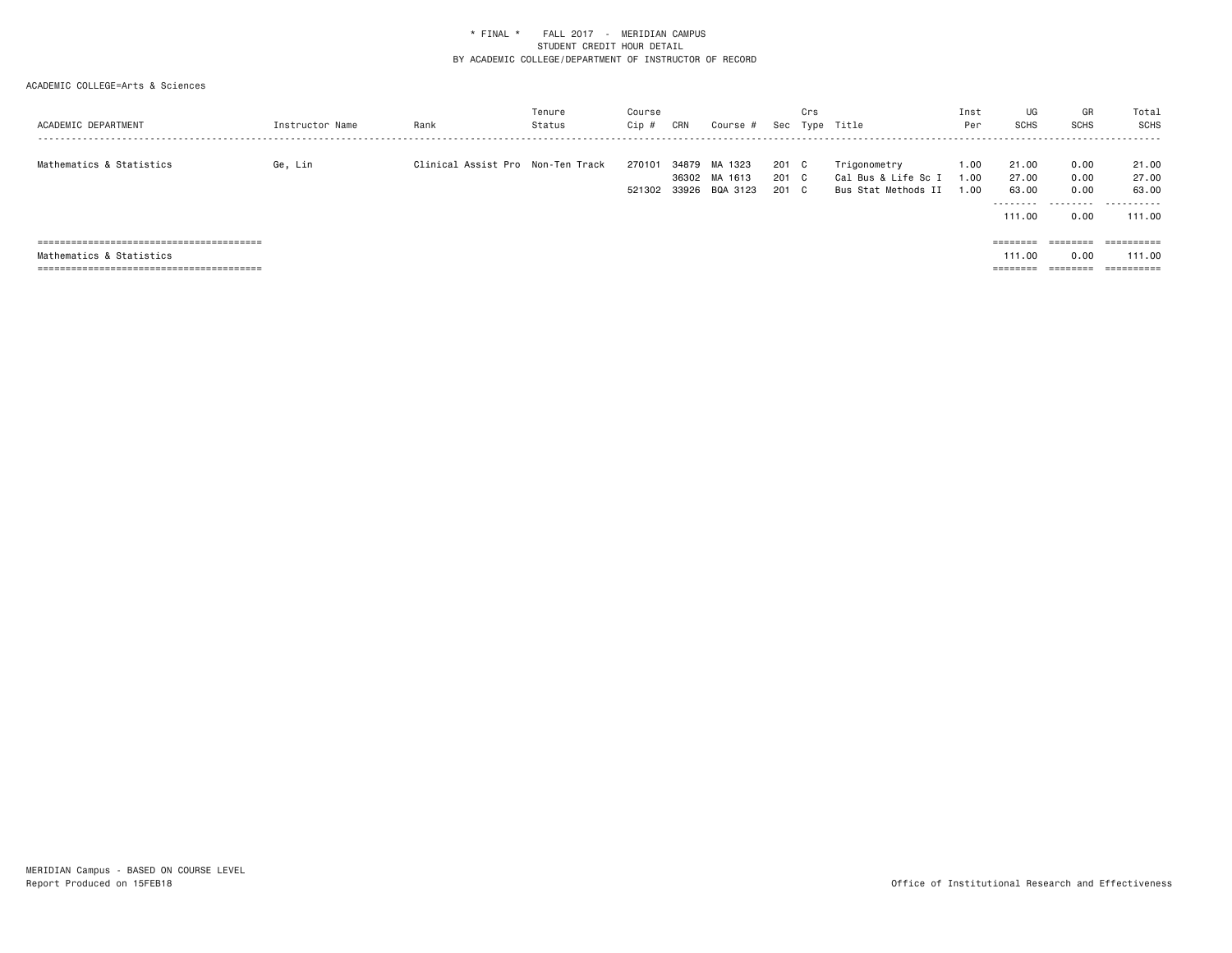\* FINAL \*    FALL 2017 - MERIDIAN CAMPUS
STUDENT CREDIT HOUR DETAIL
BY ACADEMIC COLLEGE/DEPARTMENT OF INSTRUCTOR OF RECORD

ACADEMIC COLLEGE=Arts & Sciences

| ACADEMIC DEPARTMENT | Instructor Name | Rank | Tenure Status | Course Cip # | CRN | Course # | Sec | Crs Type | Title | Inst Per | UG SCHS | GR SCHS | Total SCHS |
|---|---|---|---|---|---|---|---|---|---|---|---|---|---|
| Mathematics & Statistics | Ge, Lin | Clinical Assist Pro | Non-Ten Track | 270101 | 34879 | MA 1323 | 201 | C | Trigonometry | 1.00 | 21.00 | 0.00 | 21.00 |
| | | | | | 36302 | MA 1613 | 201 | C | Cal Bus & Life Sc I | 1.00 | 27.00 | 0.00 | 27.00 |
| | | | | 521302 | 33926 | BQA 3123 | 201 | C | Bus Stat Methods II | 1.00 | 63.00 | 0.00 | 63.00 |
| | | | | | | | | | | | 111.00 | 0.00 | 111.00 |
| Mathematics & Statistics | | | | | | | | | | | 111.00 | 0.00 | 111.00 |

MERIDIAN Campus - BASED ON COURSE LEVEL
Report Produced on 15FEB18

Office of Institutional Research and Effectiveness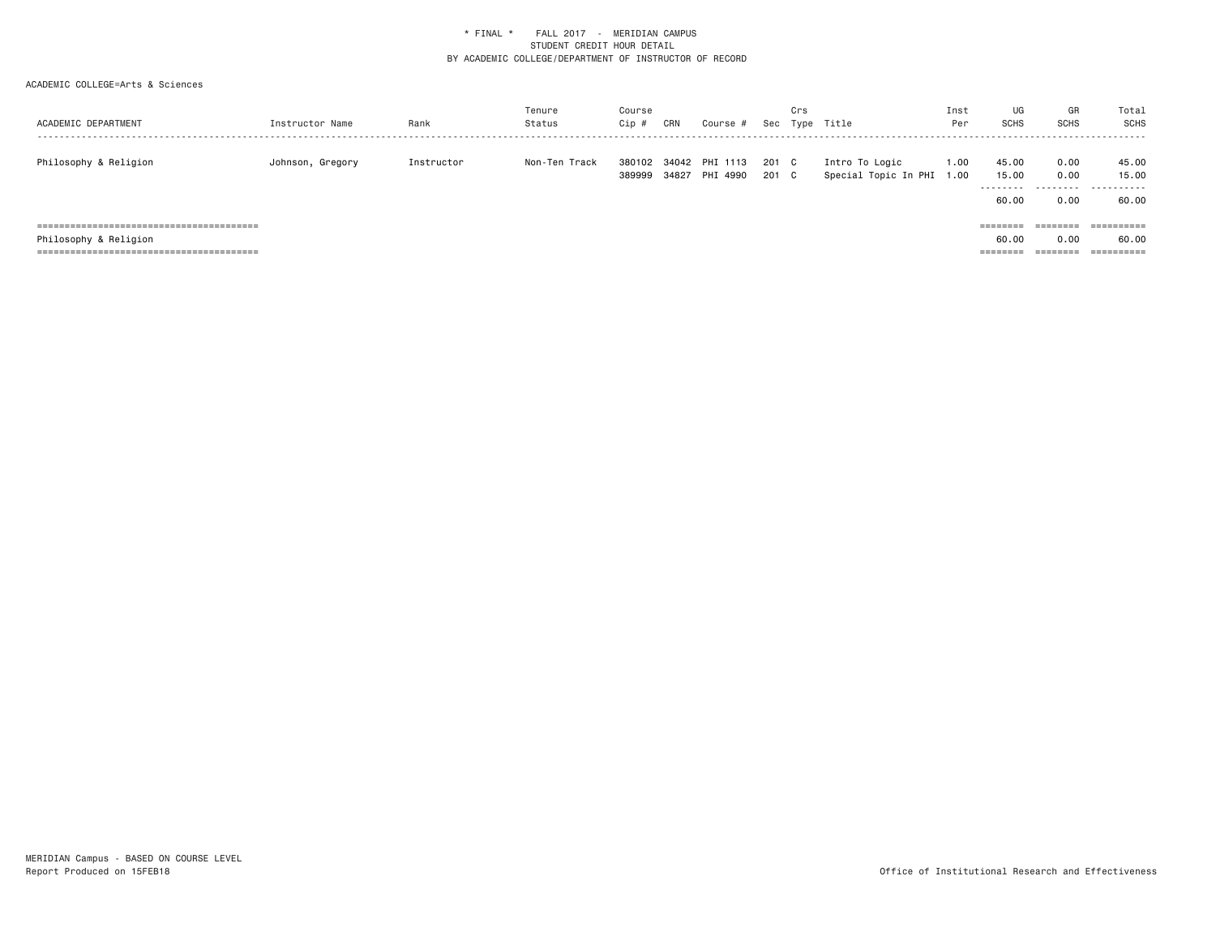\* FINAL \* FALL 2017 - MERIDIAN CAMPUS
STUDENT CREDIT HOUR DETAIL
BY ACADEMIC COLLEGE/DEPARTMENT OF INSTRUCTOR OF RECORD

ACADEMIC COLLEGE=Arts & Sciences

| ACADEMIC DEPARTMENT | Instructor Name | Rank | Tenure Status | Course Cip # | CRN | Course # | Sec | Crs Type | Title | Inst Per | UG SCHS | GR SCHS | Total SCHS |
|---|---|---|---|---|---|---|---|---|---|---|---|---|---|
| Philosophy & Religion | Johnson, Gregory | Instructor | Non-Ten Track | 380102 | 34042 | PHI 1113 | 201 | C | Intro To Logic | 1.00 | 45.00 | 0.00 | 45.00 |
| | | | | 389999 | 34827 | PHI 4990 | 201 | C | Special Topic In PHI | 1.00 | 15.00 | 0.00 | 15.00 |
| | | | | | | | | | | | 60.00 | 0.00 | 60.00 |
| Philosophy & Religion | | | | | | | | | | | 60.00 | 0.00 | 60.00 |

MERIDIAN Campus - BASED ON COURSE LEVEL
Report Produced on 15FEB18

Office of Institutional Research and Effectiveness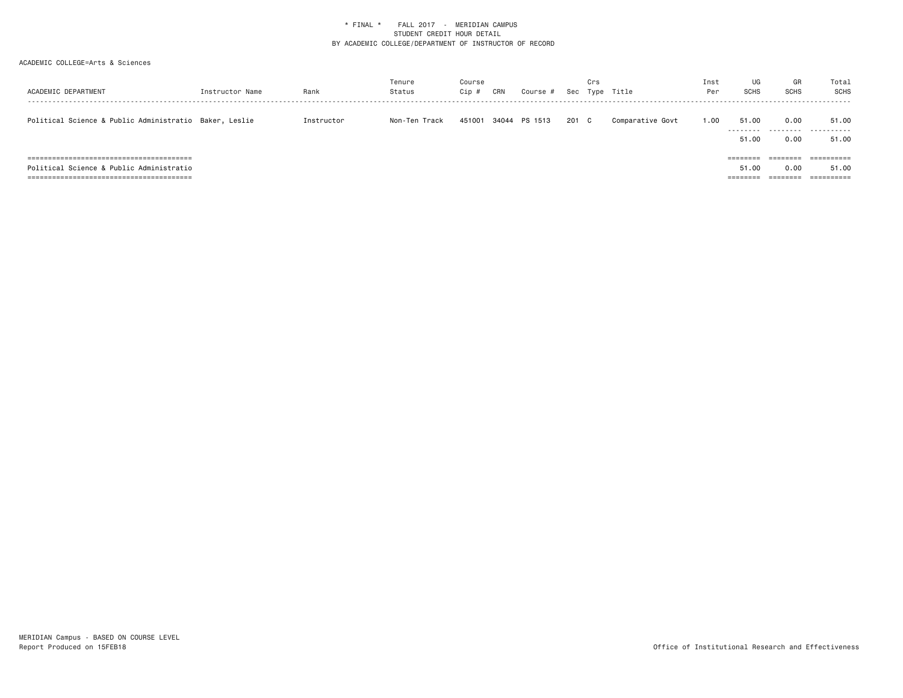* FINAL * FALL 2017 - MERIDIAN CAMPUS
STUDENT CREDIT HOUR DETAIL
BY ACADEMIC COLLEGE/DEPARTMENT OF INSTRUCTOR OF RECORD

ACADEMIC COLLEGE=Arts & Sciences

| ACADEMIC DEPARTMENT | Instructor Name | Rank | Tenure Status | Course Cip # | CRN | Course # | Sec | Crs Type | Title | Inst Per | UG SCHS | GR SCHS | Total SCHS |
|---|---|---|---|---|---|---|---|---|---|---|---|---|---|
| Political Science & Public Administratio | Baker, Leslie | Instructor | Non-Ten Track | 451001 | 34044 | PS 1513 | 201 | C | Comparative Govt | 1.00 | 51.00 | 0.00 | 51.00 |
| | | | | | | | | | | | 51.00 | 0.00 | 51.00 |
| Political Science & Public Administratio | | | | | | | | | | | 51.00 | 0.00 | 51.00 |

MERIDIAN Campus - BASED ON COURSE LEVEL
Report Produced on 15FEB18

Office of Institutional Research and Effectiveness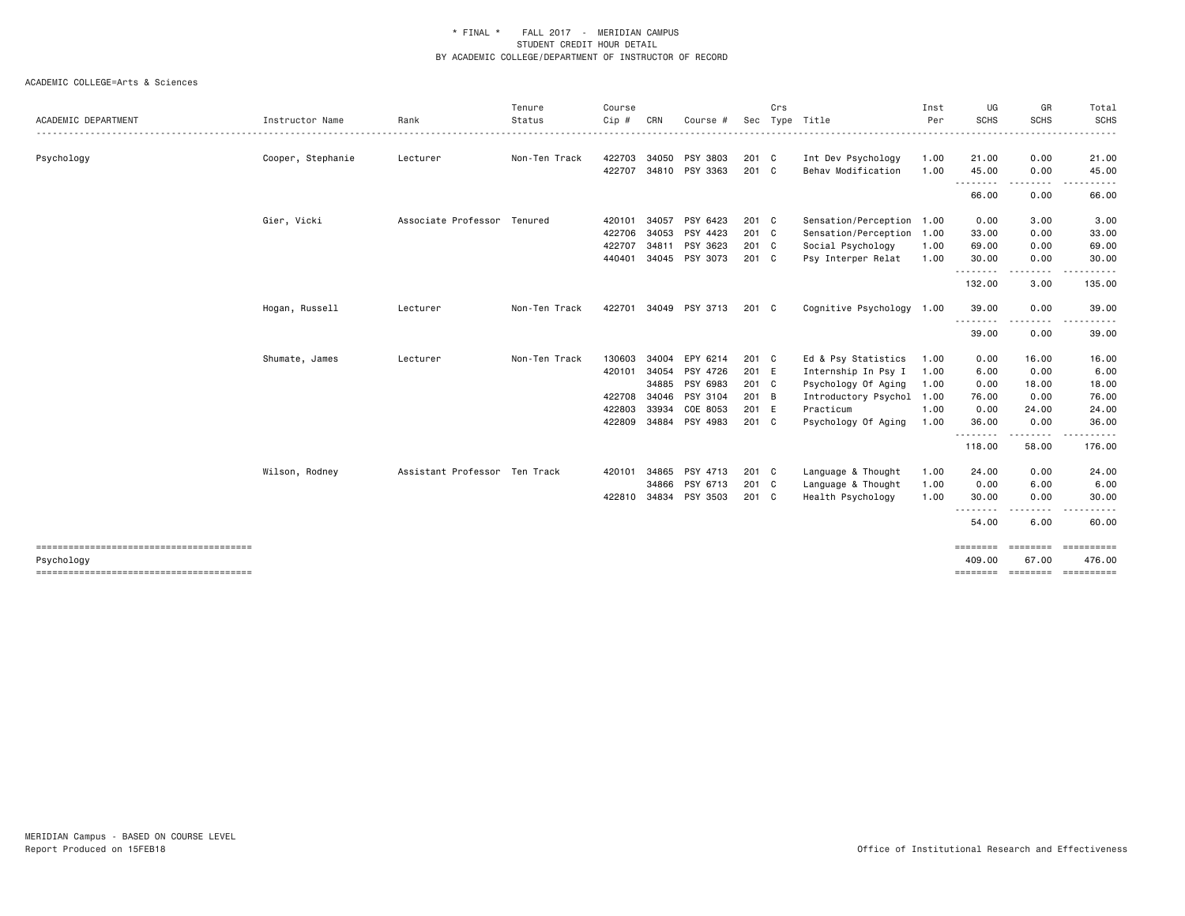\* FINAL \* FALL 2017 - MERIDIAN CAMPUS
STUDENT CREDIT HOUR DETAIL
BY ACADEMIC COLLEGE/DEPARTMENT OF INSTRUCTOR OF RECORD

ACADEMIC COLLEGE=Arts & Sciences

| ACADEMIC DEPARTMENT | Instructor Name | Rank | Tenure Status | Course Cip # | CRN | Course # | Sec | Crs Type | Title | Inst Per | UG SCHS | GR SCHS | Total SCHS |
|---|---|---|---|---|---|---|---|---|---|---|---|---|---|
| Psychology | Cooper, Stephanie | Lecturer | Non-Ten Track | 422703 | 34050 | PSY 3803 | 201 | C | Int Dev Psychology | 1.00 | 21.00 | 0.00 | 21.00 |
| | | | | 422707 | 34810 | PSY 3363 | 201 | C | Behav Modification | 1.00 | 45.00 | 0.00 | 45.00 |
| | | | | | | | | | | | 66.00 | 0.00 | 66.00 |
| | Gier, Vicki | Associate Professor | Tenured | 420101 | 34057 | PSY 6423 | 201 | C | Sensation/Perception | 1.00 | 0.00 | 3.00 | 3.00 |
| | | | | 422706 | 34053 | PSY 4423 | 201 | C | Sensation/Perception | 1.00 | 33.00 | 0.00 | 33.00 |
| | | | | 422707 | 34811 | PSY 3623 | 201 | C | Social Psychology | 1.00 | 69.00 | 0.00 | 69.00 |
| | | | | 440401 | 34045 | PSY 3073 | 201 | C | Psy Interper Relat | 1.00 | 30.00 | 0.00 | 30.00 |
| | | | | | | | | | | | 132.00 | 3.00 | 135.00 |
| | Hogan, Russell | Lecturer | Non-Ten Track | 422701 | 34049 | PSY 3713 | 201 | C | Cognitive Psychology | 1.00 | 39.00 | 0.00 | 39.00 |
| | | | | | | | | | | | 39.00 | 0.00 | 39.00 |
| | Shumate, James | Lecturer | Non-Ten Track | 130603 | 34004 | EPY 6214 | 201 | C | Ed & Psy Statistics | 1.00 | 0.00 | 16.00 | 16.00 |
| | | | | 420101 | 34054 | PSY 4726 | 201 | E | Internship In Psy I | 1.00 | 6.00 | 0.00 | 6.00 |
| | | | | | 34885 | PSY 6983 | 201 | C | Psychology Of Aging | 1.00 | 0.00 | 18.00 | 18.00 |
| | | | | 422708 | 34046 | PSY 3104 | 201 | B | Introductory Psychol | 1.00 | 76.00 | 0.00 | 76.00 |
| | | | | 422803 | 33934 | COE 8053 | 201 | E | Practicum | 1.00 | 0.00 | 24.00 | 24.00 |
| | | | | 422809 | 34884 | PSY 4983 | 201 | C | Psychology Of Aging | 1.00 | 36.00 | 0.00 | 36.00 |
| | | | | | | | | | | | 118.00 | 58.00 | 176.00 |
| | Wilson, Rodney | Assistant Professor | Ten Track | 420101 | 34865 | PSY 4713 | 201 | C | Language & Thought | 1.00 | 24.00 | 0.00 | 24.00 |
| | | | | | 34866 | PSY 6713 | 201 | C | Language & Thought | 1.00 | 0.00 | 6.00 | 6.00 |
| | | | | 422810 | 34834 | PSY 3503 | 201 | C | Health Psychology | 1.00 | 30.00 | 0.00 | 30.00 |
| | | | | | | | | | | | 54.00 | 6.00 | 60.00 |
| Psychology | | | | | | | | | | | 409.00 | 67.00 | 476.00 |

MERIDIAN Campus - BASED ON COURSE LEVEL
Report Produced on 15FEB18

Office of Institutional Research and Effectiveness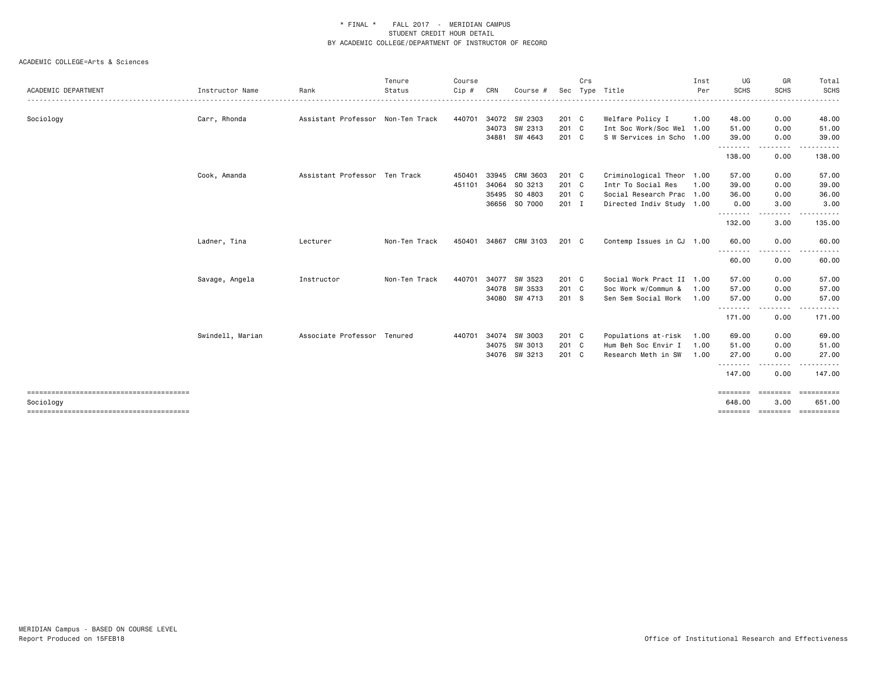\* FINAL \*    FALL 2017 - MERIDIAN CAMPUS
STUDENT CREDIT HOUR DETAIL
BY ACADEMIC COLLEGE/DEPARTMENT OF INSTRUCTOR OF RECORD

ACADEMIC COLLEGE=Arts & Sciences

| ACADEMIC DEPARTMENT | Instructor Name | Rank | Tenure Status | Course Cip # | CRN | Course # | Sec | Crs Type | Title | Inst Per | UG SCHS | GR SCHS | Total SCHS |
|---|---|---|---|---|---|---|---|---|---|---|---|---|---|
| Sociology | Carr, Rhonda | Assistant Professor | Non-Ten Track | 440701 | 34072 | SW 2303 | 201 | C | Welfare Policy I | 1.00 | 48.00 | 0.00 | 48.00 |
| | | | | | 34073 | SW 2313 | 201 | C | Int Soc Work/Soc Wel | 1.00 | 51.00 | 0.00 | 51.00 |
| | | | | | 34881 | SW 4643 | 201 | C | S W Services in Scho | 1.00 | 39.00 | 0.00 | 39.00 |
| | | | | | | | | | | | 138.00 | 0.00 | 138.00 |
| | Cook, Amanda | Assistant Professor | Ten Track | 450401 | 33945 | CRM 3603 | 201 | C | Criminological Theor | 1.00 | 57.00 | 0.00 | 57.00 |
| | | | | 451101 | 34064 | SO 3213 | 201 | C | Intr To Social Res | 1.00 | 39.00 | 0.00 | 39.00 |
| | | | | | 35495 | SO 4803 | 201 | C | Social Research Prac | 1.00 | 36.00 | 0.00 | 36.00 |
| | | | | | 36656 | SO 7000 | 201 | I | Directed Indiv Study | 1.00 | 0.00 | 3.00 | 3.00 |
| | | | | | | | | | | | 132.00 | 3.00 | 135.00 |
| | Ladner, Tina | Lecturer | Non-Ten Track | 450401 | 34867 | CRM 3103 | 201 | C | Contemp Issues in CJ | 1.00 | 60.00 | 0.00 | 60.00 |
| | | | | | | | | | | | 60.00 | 0.00 | 60.00 |
| | Savage, Angela | Instructor | Non-Ten Track | 440701 | 34077 | SW 3523 | 201 | C | Social Work Pract II | 1.00 | 57.00 | 0.00 | 57.00 |
| | | | | | 34078 | SW 3533 | 201 | C | Soc Work w/Commun & | 1.00 | 57.00 | 0.00 | 57.00 |
| | | | | | 34080 | SW 4713 | 201 | S | Sen Sem Social Work | 1.00 | 57.00 | 0.00 | 57.00 |
| | | | | | | | | | | | 171.00 | 0.00 | 171.00 |
| | Swindell, Marian | Associate Professor | Tenured | 440701 | 34074 | SW 3003 | 201 | C | Populations at-risk | 1.00 | 69.00 | 0.00 | 69.00 |
| | | | | | 34075 | SW 3013 | 201 | C | Hum Beh Soc Envir I | 1.00 | 51.00 | 0.00 | 51.00 |
| | | | | | 34076 | SW 3213 | 201 | C | Research Meth in SW | 1.00 | 27.00 | 0.00 | 27.00 |
| | | | | | | | | | | | 147.00 | 0.00 | 147.00 |
| Sociology | | | | | | | | | | | 648.00 | 3.00 | 651.00 |

MERIDIAN Campus - BASED ON COURSE LEVEL
Report Produced on 15FEB18

Office of Institutional Research and Effectiveness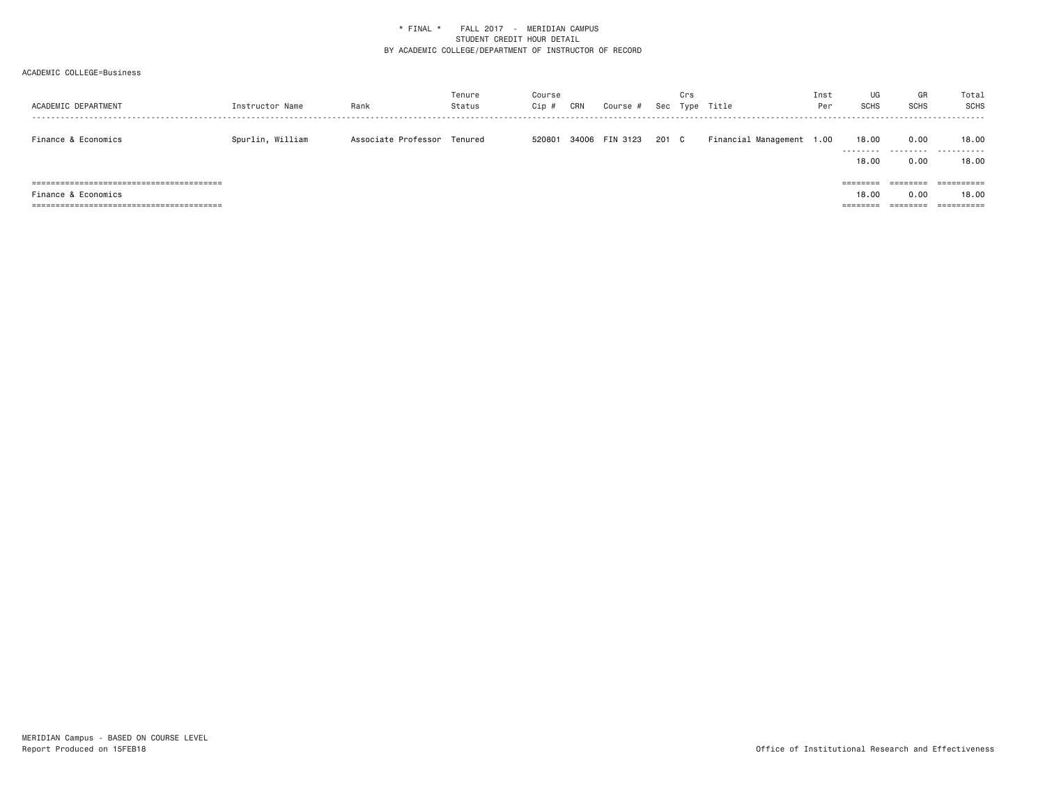\* FINAL \* FALL 2017 - MERIDIAN CAMPUS
STUDENT CREDIT HOUR DETAIL
BY ACADEMIC COLLEGE/DEPARTMENT OF INSTRUCTOR OF RECORD

ACADEMIC COLLEGE=Business

| ACADEMIC DEPARTMENT | Instructor Name | Rank | Tenure Status | Course Cip # | CRN | Course # | Sec | Crs Type | Title | Inst Per | UG SCHS | GR SCHS | Total SCHS |
|---|---|---|---|---|---|---|---|---|---|---|---|---|---|
| Finance & Economics | Spurlin, William | Associate Professor | Tenured | 520801 | 34006 | FIN 3123 | 201 | C | Financial Management | 1.00 | 18.00 | 0.00 | 18.00 |
| | | | | | | | | | | | 18.00 | 0.00 | 18.00 |
| Finance & Economics | | | | | | | | | | | 18.00 | 0.00 | 18.00 |

MERIDIAN Campus - BASED ON COURSE LEVEL
Report Produced on 15FEB18

Office of Institutional Research and Effectiveness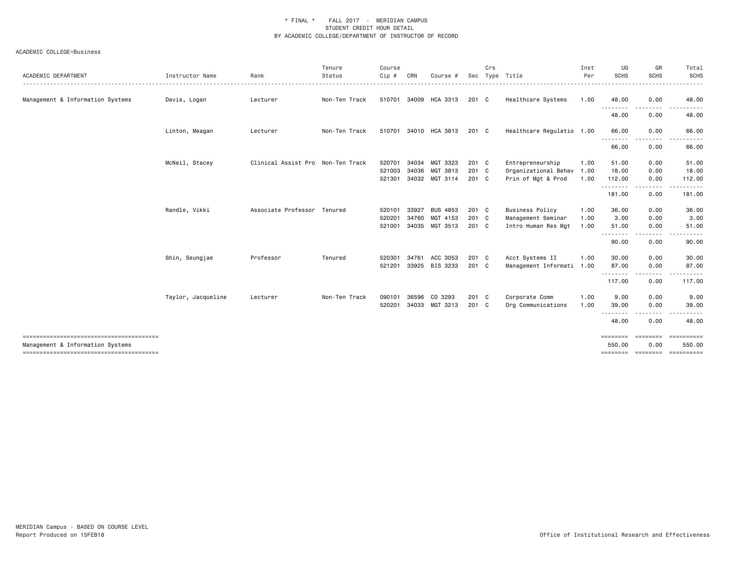\* FINAL \* FALL 2017 - MERIDIAN CAMPUS
STUDENT CREDIT HOUR DETAIL
BY ACADEMIC COLLEGE/DEPARTMENT OF INSTRUCTOR OF RECORD

ACADEMIC COLLEGE=Business

| ACADEMIC DEPARTMENT | Instructor Name | Rank | Tenure Status | Course Cip # | CRN | Course # | Sec | Crs Type | Title | Inst Per | UG SCHS | GR SCHS | Total SCHS |
|---|---|---|---|---|---|---|---|---|---|---|---|---|---|
| Management & Information Systems | Davis, Logan | Lecturer | Non-Ten Track | 510701 | 34009 | HCA 3313 | 201 | C | Healthcare Systems | 1.00 | 48.00 | 0.00 | 48.00 |
| | | | | | | | | | | | 48.00 | 0.00 | 48.00 |
| | Linton, Meagan | Lecturer | Non-Ten Track | 510701 | 34010 | HCA 3813 | 201 | C | Healthcare Regulatio | 1.00 | 66.00 | 0.00 | 66.00 |
| | | | | | | | | | | | 66.00 | 0.00 | 66.00 |
| | McNeil, Stacey | Clinical Assist Pro | Non-Ten Track | 520701 | 34034 | MGT 3323 | 201 | C | Entrepreneurship | 1.00 | 51.00 | 0.00 | 51.00 |
| | | | | 521003 | 34036 | MGT 3813 | 201 | C | Organizational Behav | 1.00 | 18.00 | 0.00 | 18.00 |
| | | | | 521301 | 34032 | MGT 3114 | 201 | C | Prin of Mgt & Prod | 1.00 | 112.00 | 0.00 | 112.00 |
| | | | | | | | | | | | 181.00 | 0.00 | 181.00 |
| | Randle, Vikki | Associate Professor | Tenured | 520101 | 33927 | BUS 4853 | 201 | C | Business Policy | 1.00 | 36.00 | 0.00 | 36.00 |
| | | | | 520201 | 34760 | MGT 4153 | 201 | C | Management Seminar | 1.00 | 3.00 | 0.00 | 3.00 |
| | | | | 521001 | 34035 | MGT 3513 | 201 | C | Intro Human Res Mgt | 1.00 | 51.00 | 0.00 | 51.00 |
| | | | | | | | | | | | 90.00 | 0.00 | 90.00 |
| | Shin, Seungjae | Professor | Tenured | 520301 | 34761 | ACC 3053 | 201 | C | Acct Systems II | 1.00 | 30.00 | 0.00 | 30.00 |
| | | | | 521201 | 33925 | BIS 3233 | 201 | C | Management Informati | 1.00 | 87.00 | 0.00 | 87.00 |
| | | | | | | | | | | | 117.00 | 0.00 | 117.00 |
| | Taylor, Jacqueline | Lecturer | Non-Ten Track | 090101 | 36596 | CO 3293 | 201 | C | Corporate Comm | 1.00 | 9.00 | 0.00 | 9.00 |
| | | | | 520201 | 34033 | MGT 3213 | 201 | C | Org Communications | 1.00 | 39.00 | 0.00 | 39.00 |
| | | | | | | | | | | | 48.00 | 0.00 | 48.00 |
| Management & Information Systems | | | | | | | | | | | 550.00 | 0.00 | 550.00 |

MERIDIAN Campus - BASED ON COURSE LEVEL
Report Produced on 15FEB18

Office of Institutional Research and Effectiveness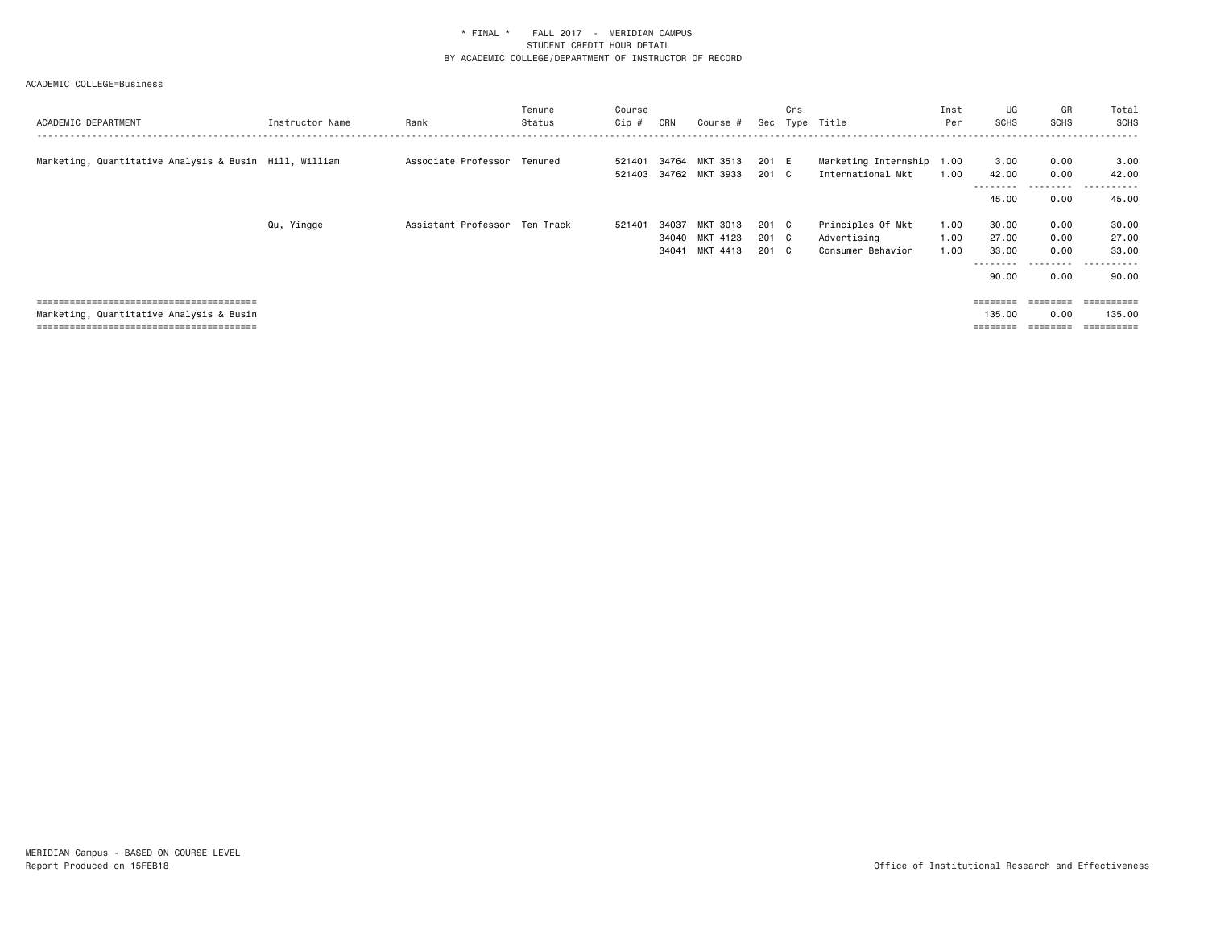\* FINAL \* FALL 2017 - MERIDIAN CAMPUS
STUDENT CREDIT HOUR DETAIL
BY ACADEMIC COLLEGE/DEPARTMENT OF INSTRUCTOR OF RECORD

ACADEMIC COLLEGE=Business

| ACADEMIC DEPARTMENT | Instructor Name | Rank | Tenure Status | Course Cip # | CRN | Course # | Sec | Crs Type | Title | Inst Per | UG SCHS | GR SCHS | Total SCHS |
|---|---|---|---|---|---|---|---|---|---|---|---|---|---|
| Marketing, Quantitative Analysis & Busin | Hill, William | Associate Professor | Tenured | 521401 | 34764 | MKT 3513 | 201 | E | Marketing Internship | 1.00 | 3.00 | 0.00 | 3.00 |
| | | | | 521403 | 34762 | MKT 3933 | 201 | C | International Mkt | 1.00 | 42.00 | 0.00 | 42.00 |
| | | | | | | | | | | | 45.00 | 0.00 | 45.00 |
| | Qu, Yingge | Assistant Professor | Ten Track | 521401 | 34037 | MKT 3013 | 201 | C | Principles Of Mkt | 1.00 | 30.00 | 0.00 | 30.00 |
| | | | | | 34040 | MKT 4123 | 201 | C | Advertising | 1.00 | 27.00 | 0.00 | 27.00 |
| | | | | | 34041 | MKT 4413 | 201 | C | Consumer Behavior | 1.00 | 33.00 | 0.00 | 33.00 |
| | | | | | | | | | | | 90.00 | 0.00 | 90.00 |
| Marketing, Quantitative Analysis & Busin | | | | | | | | | | | 135.00 | 0.00 | 135.00 |

MERIDIAN Campus - BASED ON COURSE LEVEL
Report Produced on 15FEB18

Office of Institutional Research and Effectiveness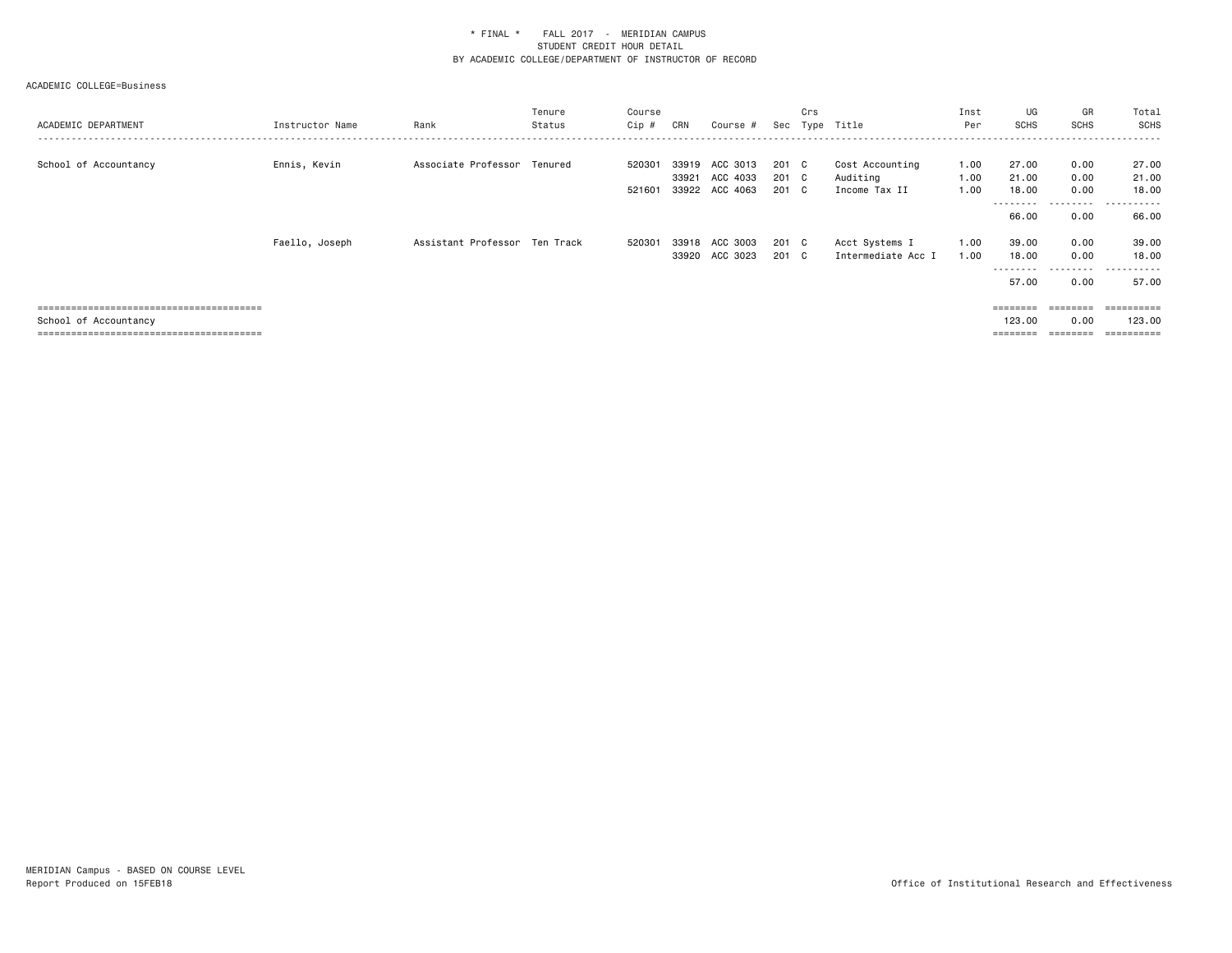\* FINAL \* FALL 2017 - MERIDIAN CAMPUS
STUDENT CREDIT HOUR DETAIL
BY ACADEMIC COLLEGE/DEPARTMENT OF INSTRUCTOR OF RECORD

ACADEMIC COLLEGE=Business

| ACADEMIC DEPARTMENT | Instructor Name | Rank | Tenure Status | Course Cip # | CRN | Course # | Sec | Crs Type | Title | Inst Per | UG SCHS | GR SCHS | Total SCHS |
|---|---|---|---|---|---|---|---|---|---|---|---|---|---|
| School of Accountancy | Ennis, Kevin | Associate Professor | Tenured | 520301 | 33919 | ACC 3013 | 201 | C | Cost Accounting | 1.00 | 27.00 | 0.00 | 27.00 |
| | | | | | 33921 | ACC 4033 | 201 | C | Auditing | 1.00 | 21.00 | 0.00 | 21.00 |
| | | | | 521601 | 33922 | ACC 4063 | 201 | C | Income Tax II | 1.00 | 18.00 | 0.00 | 18.00 |
| | | | | | | | | | | | 66.00 | 0.00 | 66.00 |
| | Faello, Joseph | Assistant Professor | Ten Track | 520301 | 33918 | ACC 3003 | 201 | C | Acct Systems I | 1.00 | 39.00 | 0.00 | 39.00 |
| | | | | | 33920 | ACC 3023 | 201 | C | Intermediate Acc I | 1.00 | 18.00 | 0.00 | 18.00 |
| | | | | | | | | | | | 57.00 | 0.00 | 57.00 |
| School of Accountancy | | | | | | | | | | | 123.00 | 0.00 | 123.00 |

MERIDIAN Campus - BASED ON COURSE LEVEL
Report Produced on 15FEB18

Office of Institutional Research and Effectiveness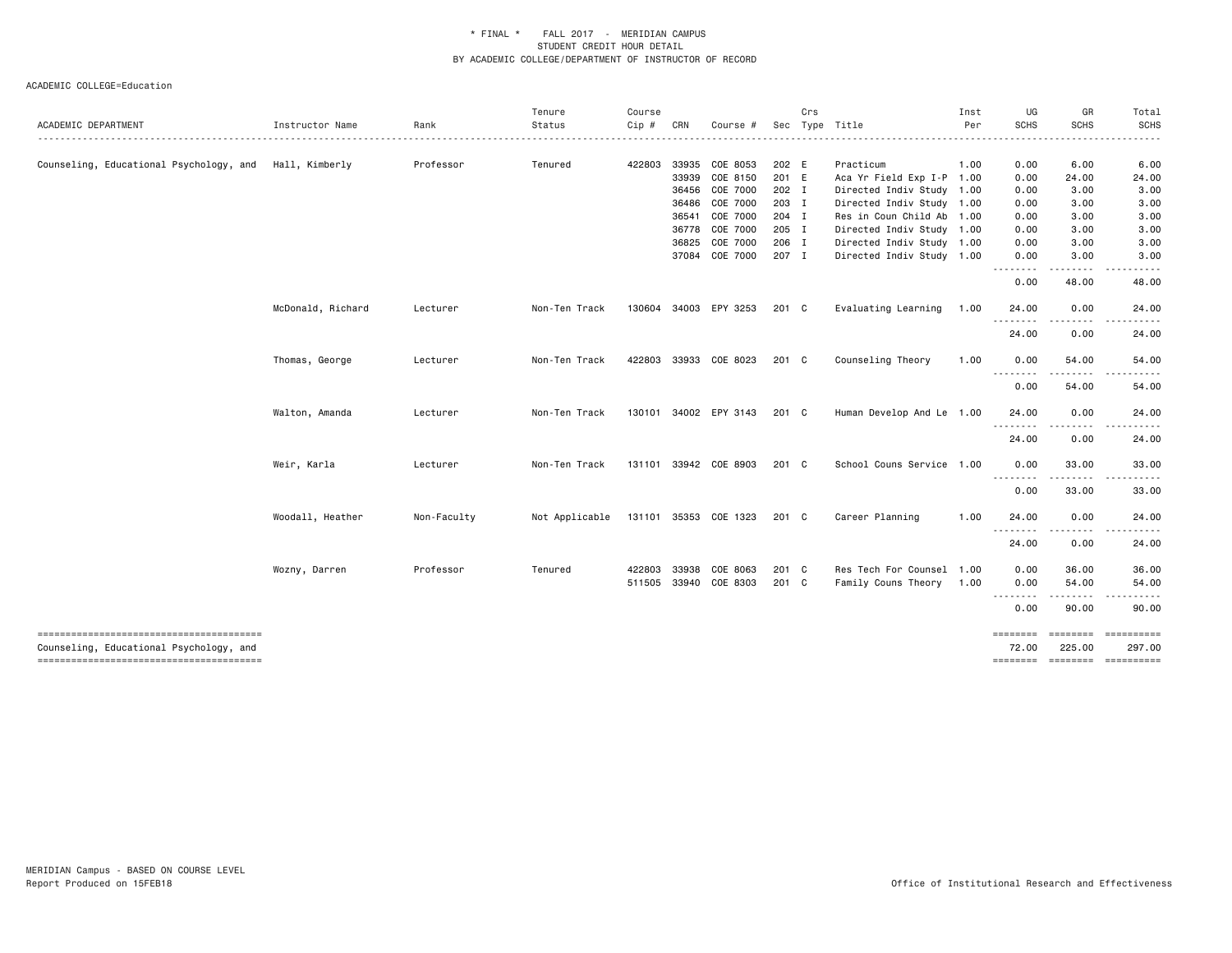\* FINAL \* FALL 2017 - MERIDIAN CAMPUS
STUDENT CREDIT HOUR DETAIL
BY ACADEMIC COLLEGE/DEPARTMENT OF INSTRUCTOR OF RECORD

ACADEMIC COLLEGE=Education

| ACADEMIC DEPARTMENT | Instructor Name | Rank | Tenure Status | Course Cip # | CRN | Course # | Sec | Crs Type | Title | Inst Per | UG SCHS | GR SCHS | Total SCHS |
|---|---|---|---|---|---|---|---|---|---|---|---|---|---|
| Counseling, Educational Psychology, and | Hall, Kimberly | Professor | Tenured | 422803 | 33935 | COE 8053 | 202 | E | Practicum | 1.00 | 0.00 | 6.00 | 6.00 |
| | | | | | 33939 | COE 8150 | 201 | E | Aca Yr Field Exp I-P | 1.00 | 0.00 | 24.00 | 24.00 |
| | | | | | 36456 | COE 7000 | 202 | I | Directed Indiv Study | 1.00 | 0.00 | 3.00 | 3.00 |
| | | | | | 36486 | COE 7000 | 203 | I | Directed Indiv Study | 1.00 | 0.00 | 3.00 | 3.00 |
| | | | | | 36541 | COE 7000 | 204 | I | Res in Coun Child Ab | 1.00 | 0.00 | 3.00 | 3.00 |
| | | | | | 36778 | COE 7000 | 205 | I | Directed Indiv Study | 1.00 | 0.00 | 3.00 | 3.00 |
| | | | | | 36825 | COE 7000 | 206 | I | Directed Indiv Study | 1.00 | 0.00 | 3.00 | 3.00 |
| | | | | | 37084 | COE 7000 | 207 | I | Directed Indiv Study | 1.00 | 0.00 | 3.00 | 3.00 |
| | | | | | | | | | | | 0.00 | 48.00 | 48.00 |
| | McDonald, Richard | Lecturer | Non-Ten Track | 130604 | 34003 | EPY 3253 | 201 | C | Evaluating Learning | 1.00 | 24.00 | 0.00 | 24.00 |
| | | | | | | | | | | | 24.00 | 0.00 | 24.00 |
| | Thomas, George | Lecturer | Non-Ten Track | 422803 | 33933 | COE 8023 | 201 | C | Counseling Theory | 1.00 | 0.00 | 54.00 | 54.00 |
| | | | | | | | | | | | 0.00 | 54.00 | 54.00 |
| | Walton, Amanda | Lecturer | Non-Ten Track | 130101 | 34002 | EPY 3143 | 201 | C | Human Develop And Le | 1.00 | 24.00 | 0.00 | 24.00 |
| | | | | | | | | | | | 24.00 | 0.00 | 24.00 |
| | Weir, Karla | Lecturer | Non-Ten Track | 131101 | 33942 | COE 8903 | 201 | C | School Couns Service | 1.00 | 0.00 | 33.00 | 33.00 |
| | | | | | | | | | | | 0.00 | 33.00 | 33.00 |
| | Woodall, Heather | Non-Faculty | Not Applicable | 131101 | 35353 | COE 1323 | 201 | C | Career Planning | 1.00 | 24.00 | 0.00 | 24.00 |
| | | | | | | | | | | | 24.00 | 0.00 | 24.00 |
| | Wozny, Darren | Professor | Tenured | 422803 | 33938 | COE 8063 | 201 | C | Res Tech For Counsel | 1.00 | 0.00 | 36.00 | 36.00 |
| | | | | 511505 | 33940 | COE 8303 | 201 | C | Family Couns Theory | 1.00 | 0.00 | 54.00 | 54.00 |
| | | | | | | | | | | | 0.00 | 90.00 | 90.00 |
| Counseling, Educational Psychology, and | | | | | | | | | | | 72.00 | 225.00 | 297.00 |

MERIDIAN Campus - BASED ON COURSE LEVEL
Report Produced on 15FEB18

Office of Institutional Research and Effectiveness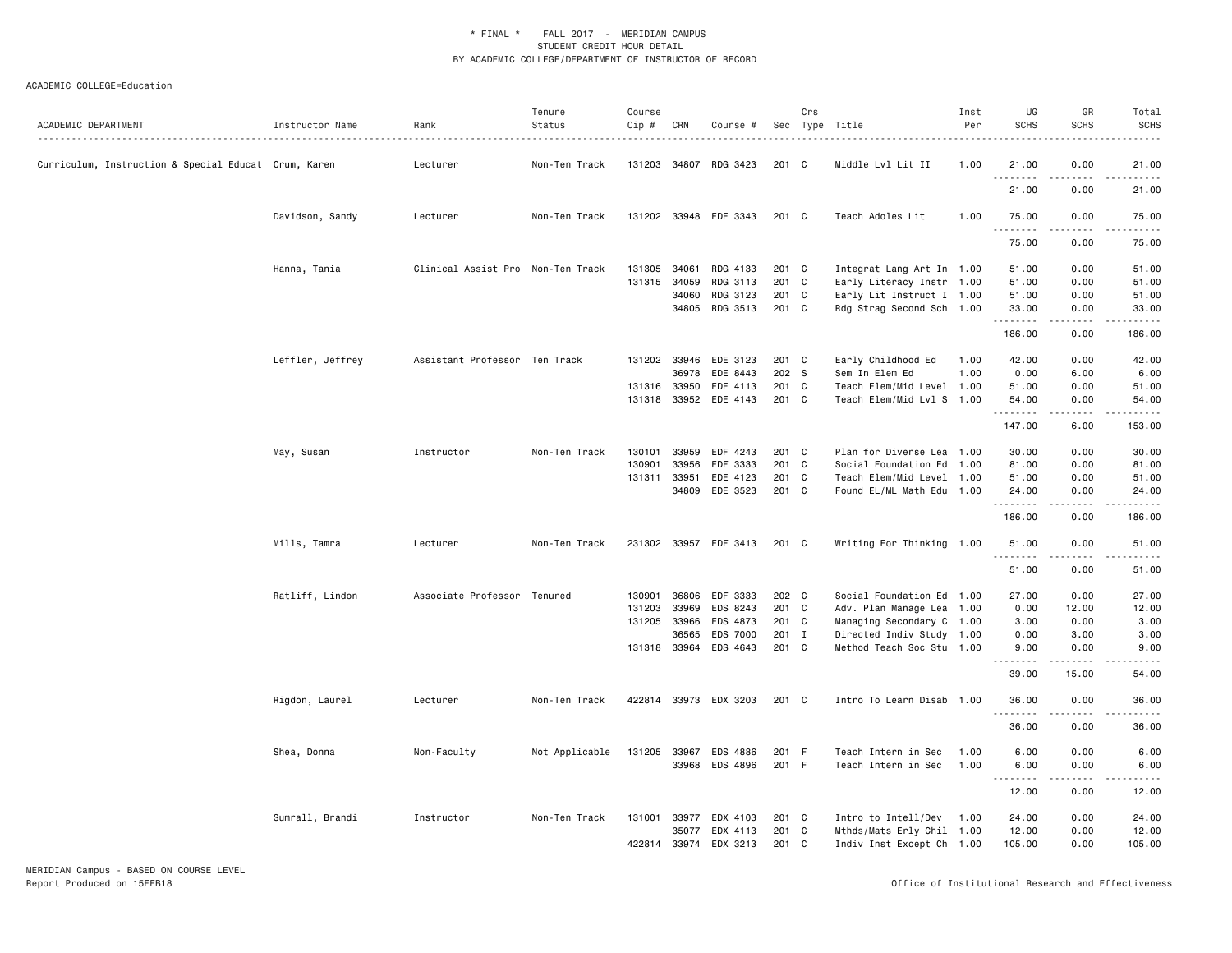\* FINAL \* FALL 2017 - MERIDIAN CAMPUS
STUDENT CREDIT HOUR DETAIL
BY ACADEMIC COLLEGE/DEPARTMENT OF INSTRUCTOR OF RECORD

ACADEMIC COLLEGE=Education

| ACADEMIC DEPARTMENT | Instructor Name | Rank | Tenure Status | Course Cip # | CRN | Course # | Sec | Crs Type | Title | Inst Per | UG SCHS | GR SCHS | Total SCHS |
|---|---|---|---|---|---|---|---|---|---|---|---|---|---|
| Curriculum, Instruction & Special Educat | Crum, Karen | Lecturer | Non-Ten Track | 131203 | 34807 | RDG 3423 | 201 | C | Middle Lvl Lit II | 1.00 | 21.00 | 0.00 | 21.00 |
| | | | | | | | | | | | 21.00 | 0.00 | 21.00 |
| | Davidson, Sandy | Lecturer | Non-Ten Track | 131202 | 33948 | EDE 3343 | 201 | C | Teach Adoles Lit | 1.00 | 75.00 | 0.00 | 75.00 |
| | | | | | | | | | | | 75.00 | 0.00 | 75.00 |
| | Hanna, Tania | Clinical Assist Pro | Non-Ten Track | 131305 | 34061 | RDG 4133 | 201 | C | Integrat Lang Art In | 1.00 | 51.00 | 0.00 | 51.00 |
| | | | | 131315 | 34059 | RDG 3113 | 201 | C | Early Literacy Instr | 1.00 | 51.00 | 0.00 | 51.00 |
| | | | | | 34060 | RDG 3123 | 201 | C | Early Lit Instruct I | 1.00 | 51.00 | 0.00 | 51.00 |
| | | | | | 34805 | RDG 3513 | 201 | C | Rdg Strag Second Sch | 1.00 | 33.00 | 0.00 | 33.00 |
| | | | | | | | | | | | 186.00 | 0.00 | 186.00 |
| | Leffler, Jeffrey | Assistant Professor | Ten Track | 131202 | 33946 | EDE 3123 | 201 | C | Early Childhood Ed | 1.00 | 42.00 | 0.00 | 42.00 |
| | | | | | 36978 | EDE 8443 | 202 | S | Sem In Elem Ed | 1.00 | 0.00 | 6.00 | 6.00 |
| | | | | 131316 | 33950 | EDE 4113 | 201 | C | Teach Elem/Mid Level | 1.00 | 51.00 | 0.00 | 51.00 |
| | | | | 131318 | 33952 | EDE 4143 | 201 | C | Teach Elem/Mid Lvl S | 1.00 | 54.00 | 0.00 | 54.00 |
| | | | | | | | | | | | 147.00 | 6.00 | 153.00 |
| | May, Susan | Instructor | Non-Ten Track | 130101 | 33959 | EDF 4243 | 201 | C | Plan for Diverse Lea | 1.00 | 30.00 | 0.00 | 30.00 |
| | | | | 130901 | 33956 | EDF 3333 | 201 | C | Social Foundation Ed | 1.00 | 81.00 | 0.00 | 81.00 |
| | | | | 131311 | 33951 | EDE 4123 | 201 | C | Teach Elem/Mid Level | 1.00 | 51.00 | 0.00 | 51.00 |
| | | | | | 34809 | EDE 3523 | 201 | C | Found EL/ML Math Edu | 1.00 | 24.00 | 0.00 | 24.00 |
| | | | | | | | | | | | 186.00 | 0.00 | 186.00 |
| | Mills, Tamra | Lecturer | Non-Ten Track | 231302 | 33957 | EDF 3413 | 201 | C | Writing For Thinking | 1.00 | 51.00 | 0.00 | 51.00 |
| | | | | | | | | | | | 51.00 | 0.00 | 51.00 |
| | Ratliff, Lindon | Associate Professor | Tenured | 130901 | 36806 | EDF 3333 | 202 | C | Social Foundation Ed | 1.00 | 27.00 | 0.00 | 27.00 |
| | | | | 131203 | 33969 | EDS 8243 | 201 | C | Adv. Plan Manage Lea | 1.00 | 0.00 | 12.00 | 12.00 |
| | | | | 131205 | 33966 | EDS 4873 | 201 | C | Managing Secondary C | 1.00 | 3.00 | 0.00 | 3.00 |
| | | | | | 36565 | EDS 7000 | 201 | I | Directed Indiv Study | 1.00 | 0.00 | 3.00 | 3.00 |
| | | | | 131318 | 33964 | EDS 4643 | 201 | C | Method Teach Soc Stu | 1.00 | 9.00 | 0.00 | 9.00 |
| | | | | | | | | | | | 39.00 | 15.00 | 54.00 |
| | Rigdon, Laurel | Lecturer | Non-Ten Track | 422814 | 33973 | EDX 3203 | 201 | C | Intro To Learn Disab | 1.00 | 36.00 | 0.00 | 36.00 |
| | | | | | | | | | | | 36.00 | 0.00 | 36.00 |
| | Shea, Donna | Non-Faculty | Not Applicable | 131205 | 33967 | EDS 4886 | 201 | F | Teach Intern in Sec | 1.00 | 6.00 | 0.00 | 6.00 |
| | | | | | 33968 | EDS 4896 | 201 | F | Teach Intern in Sec | 1.00 | 6.00 | 0.00 | 6.00 |
| | | | | | | | | | | | 12.00 | 0.00 | 12.00 |
| | Sumrall, Brandi | Instructor | Non-Ten Track | 131001 | 33977 | EDX 4103 | 201 | C | Intro to Intell/Dev | 1.00 | 24.00 | 0.00 | 24.00 |
| | | | | | 35077 | EDX 4113 | 201 | C | Mthds/Mats Erly Chil | 1.00 | 12.00 | 0.00 | 12.00 |
| | | | | 422814 | 33974 | EDX 3213 | 201 | C | Indiv Inst Except Ch | 1.00 | 105.00 | 0.00 | 105.00 |

MERIDIAN Campus - BASED ON COURSE LEVEL
Report Produced on 15FEB18

Office of Institutional Research and Effectiveness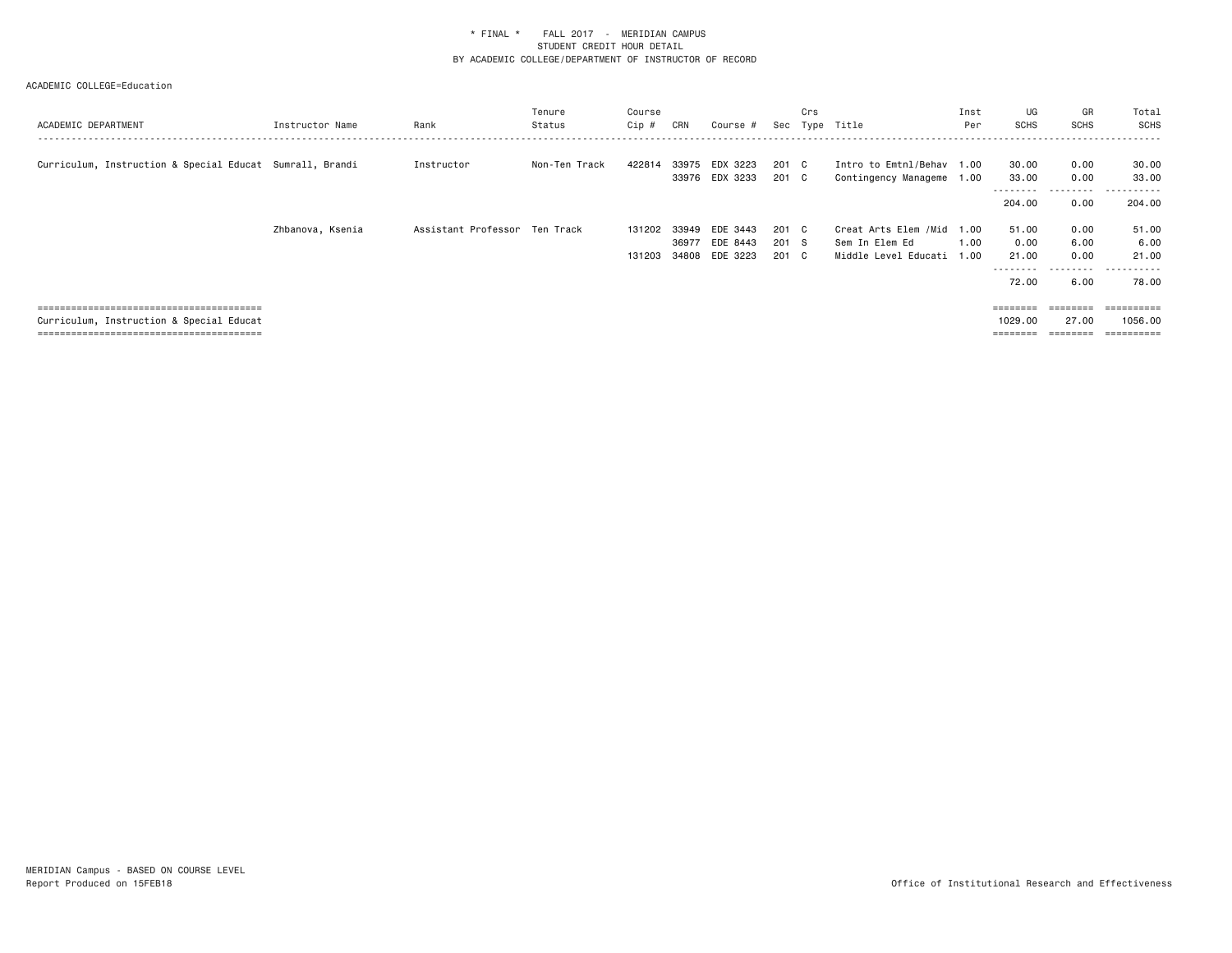* FINAL * FALL 2017 - MERIDIAN CAMPUS
STUDENT CREDIT HOUR DETAIL
BY ACADEMIC COLLEGE/DEPARTMENT OF INSTRUCTOR OF RECORD

ACADEMIC COLLEGE=Education

| ACADEMIC DEPARTMENT | Instructor Name | Rank | Tenure Status | Course Cip # | CRN | Course # | Sec | Crs Type | Title | Inst Per | UG SCHS | GR SCHS | Total SCHS |
|---|---|---|---|---|---|---|---|---|---|---|---|---|---|
| Curriculum, Instruction & Special Educat | Sumrall, Brandi | Instructor | Non-Ten Track | 422814 | 33975 | EDX 3223 | 201 | C | Intro to Emtnl/Behav | 1.00 | 30.00 | 0.00 | 30.00 |
| | | | | | 33976 | EDX 3233 | 201 | C | Contingency Manageme | 1.00 | 33.00 | 0.00 | 33.00 |
| | | | | | | | | | | | 204.00 | 0.00 | 204.00 |
| | Zhbanova, Ksenia | Assistant Professor | Ten Track | 131202 | 33949 | EDE 3443 | 201 | C | Creat Arts Elem /Mid | 1.00 | 51.00 | 0.00 | 51.00 |
| | | | | | 36977 | EDE 8443 | 201 | S | Sem In Elem Ed | 1.00 | 0.00 | 6.00 | 6.00 |
| | | | | 131203 | 34808 | EDE 3223 | 201 | C | Middle Level Educati | 1.00 | 21.00 | 0.00 | 21.00 |
| | | | | | | | | | | | 72.00 | 6.00 | 78.00 |
| Curriculum, Instruction & Special Educat | | | | | | | | | | | 1029.00 | 27.00 | 1056.00 |

MERIDIAN Campus - BASED ON COURSE LEVEL
Report Produced on 15FEB18

Office of Institutional Research and Effectiveness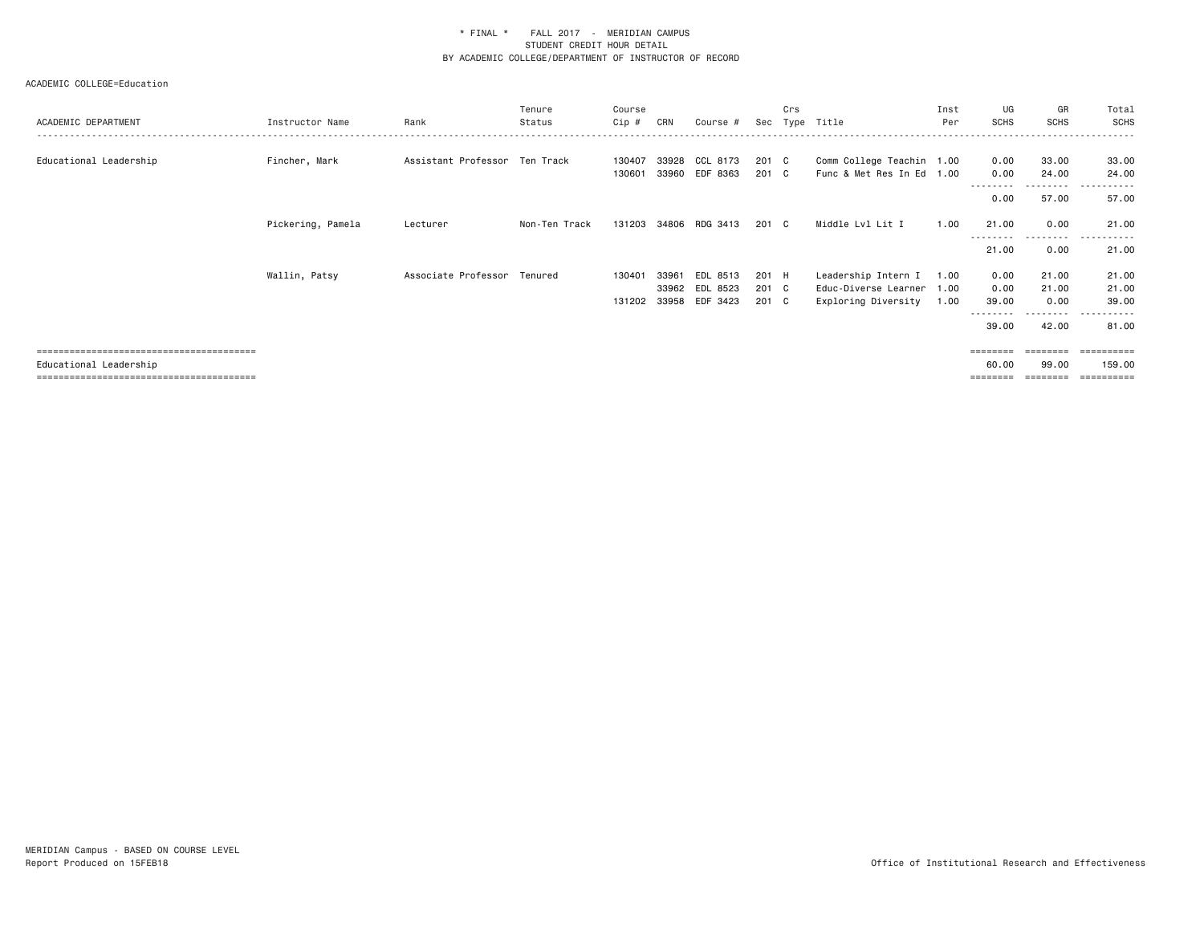\* FINAL \* FALL 2017 - MERIDIAN CAMPUS
STUDENT CREDIT HOUR DETAIL
BY ACADEMIC COLLEGE/DEPARTMENT OF INSTRUCTOR OF RECORD

ACADEMIC COLLEGE=Education

| ACADEMIC DEPARTMENT | Instructor Name | Rank | Tenure Status | Course Cip # | CRN | Course # | Sec | Crs Type | Title | Inst Per | UG SCHS | GR SCHS | Total SCHS |
|---|---|---|---|---|---|---|---|---|---|---|---|---|---|
| Educational Leadership | Fincher, Mark | Assistant Professor | Ten Track | 130407 | 33928 | CCL 8173 | 201 | C | Comm College Teachin | 1.00 | 0.00 | 33.00 | 33.00 |
| | | | | 130601 | 33960 | EDF 8363 | 201 | C | Func & Met Res In Ed | 1.00 | 0.00 | 24.00 | 24.00 |
| | | | | | | | | | | | 0.00 | 57.00 | 57.00 |
| | Pickering, Pamela | Lecturer | Non-Ten Track | 131203 | 34806 | RDG 3413 | 201 | C | Middle Lvl Lit I | 1.00 | 21.00 | 0.00 | 21.00 |
| | | | | | | | | | | | 21.00 | 0.00 | 21.00 |
| | Wallin, Patsy | Associate Professor | Tenured | 130401 | 33961 | EDL 8513 | 201 | H | Leadership Intern I | 1.00 | 0.00 | 21.00 | 21.00 |
| | | | | | 33962 | EDL 8523 | 201 | C | Educ-Diverse Learner | 1.00 | 0.00 | 21.00 | 21.00 |
| | | | | 131202 | 33958 | EDF 3423 | 201 | C | Exploring Diversity | 1.00 | 39.00 | 0.00 | 39.00 |
| | | | | | | | | | | | 39.00 | 42.00 | 81.00 |
| Educational Leadership | | | | | | | | | | | 60.00 | 99.00 | 159.00 |

MERIDIAN Campus - BASED ON COURSE LEVEL
Report Produced on 15FEB18

Office of Institutional Research and Effectiveness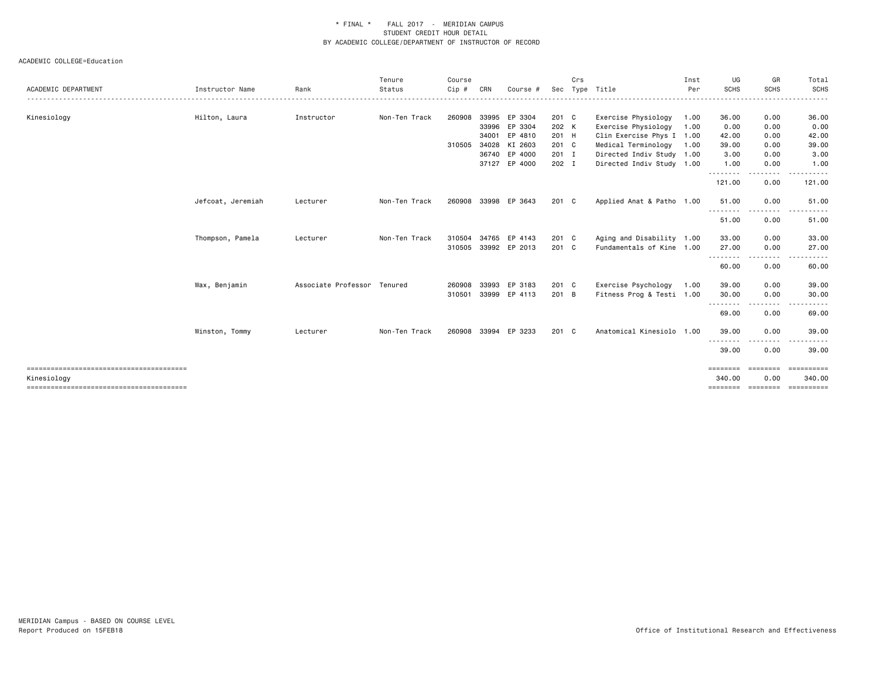* FINAL * FALL 2017 - MERIDIAN CAMPUS
STUDENT CREDIT HOUR DETAIL
BY ACADEMIC COLLEGE/DEPARTMENT OF INSTRUCTOR OF RECORD

ACADEMIC COLLEGE=Education

| ACADEMIC DEPARTMENT | Instructor Name | Rank | Tenure Status | Course Cip # | CRN | Course # | Sec | Crs Type | Title | Inst Per | UG SCHS | GR SCHS | Total SCHS |
|---|---|---|---|---|---|---|---|---|---|---|---|---|---|
| Kinesiology | Hilton, Laura | Instructor | Non-Ten Track | 260908 | 33995 | EP 3304 | 201 | C | Exercise Physiology | 1.00 | 36.00 | 0.00 | 36.00 |
| | | | | | 33996 | EP 3304 | 202 | K | Exercise Physiology | 1.00 | 0.00 | 0.00 | 0.00 |
| | | | | | 34001 | EP 4810 | 201 | H | Clin Exercise Phys I | 1.00 | 42.00 | 0.00 | 42.00 |
| | | | | 310505 | 34028 | KI 2603 | 201 | C | Medical Terminology | 1.00 | 39.00 | 0.00 | 39.00 |
| | | | | | 36740 | EP 4000 | 201 | I | Directed Indiv Study | 1.00 | 3.00 | 0.00 | 3.00 |
| | | | | | 37127 | EP 4000 | 202 | I | Directed Indiv Study | 1.00 | 1.00 | 0.00 | 1.00 |
| | | | | | | | | | | | 121.00 | 0.00 | 121.00 |
| | Jefcoat, Jeremiah | Lecturer | Non-Ten Track | 260908 | 33998 | EP 3643 | 201 | C | Applied Anat & Patho | 1.00 | 51.00 | 0.00 | 51.00 |
| | | | | | | | | | | | 51.00 | 0.00 | 51.00 |
| | Thompson, Pamela | Lecturer | Non-Ten Track | 310504 | 34765 | EP 4143 | 201 | C | Aging and Disability | 1.00 | 33.00 | 0.00 | 33.00 |
| | | | | 310505 | 33992 | EP 2013 | 201 | C | Fundamentals of Kine | 1.00 | 27.00 | 0.00 | 27.00 |
| | | | | | | | | | | | 60.00 | 0.00 | 60.00 |
| | Wax, Benjamin | Associate Professor | Tenured | 260908 | 33993 | EP 3183 | 201 | C | Exercise Psychology | 1.00 | 39.00 | 0.00 | 39.00 |
| | | | | 310501 | 33999 | EP 4113 | 201 | B | Fitness Prog & Testi | 1.00 | 30.00 | 0.00 | 30.00 |
| | | | | | | | | | | | 69.00 | 0.00 | 69.00 |
| | Winston, Tommy | Lecturer | Non-Ten Track | 260908 | 33994 | EP 3233 | 201 | C | Anatomical Kinesiolo | 1.00 | 39.00 | 0.00 | 39.00 |
| | | | | | | | | | | | 39.00 | 0.00 | 39.00 |
| Kinesiology | | | | | | | | | | | 340.00 | 0.00 | 340.00 |

MERIDIAN Campus - BASED ON COURSE LEVEL
Report Produced on 15FEB18

Office of Institutional Research and Effectiveness